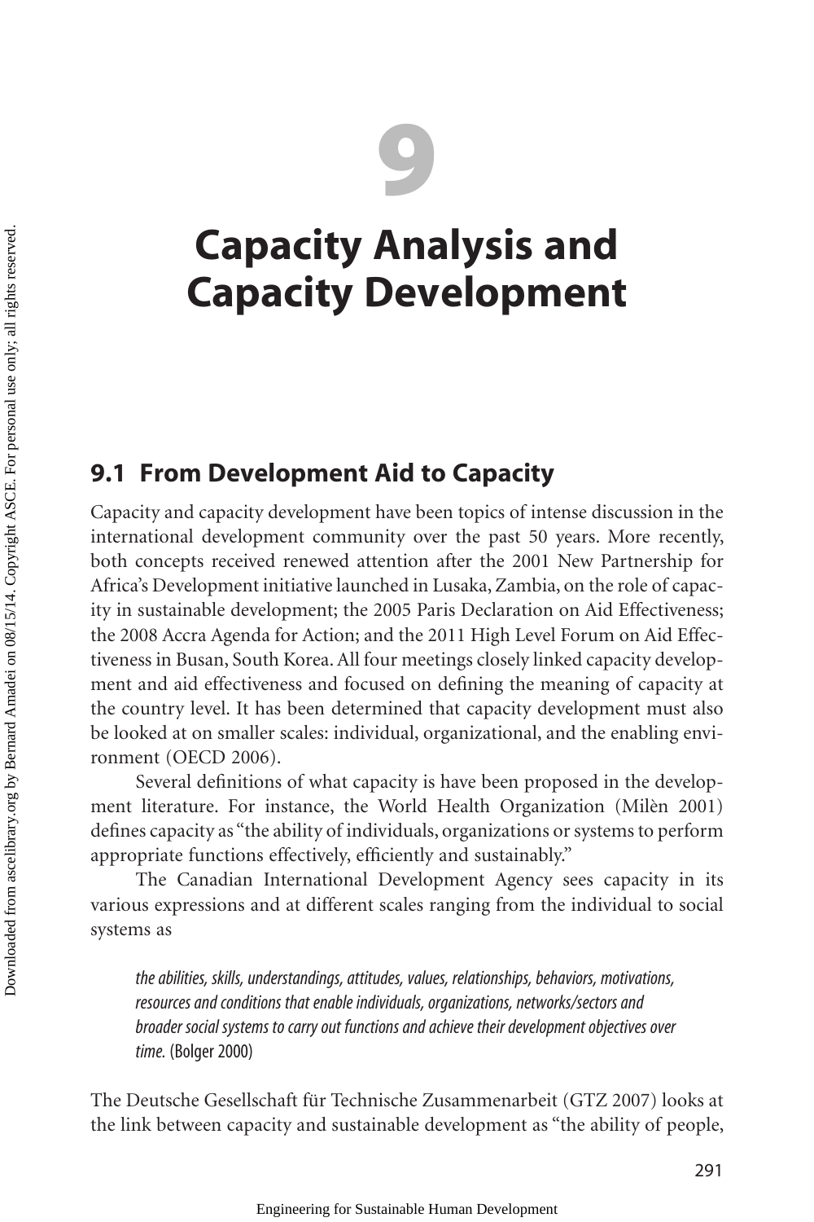# 9

# Capacity Analysis and Capacity Development

## 9.1 From Development Aid to Capacity

Capacity and capacity development have been topics of intense discussion in the international development community over the past 50 years. More recently, both concepts received renewed attention after the 2001 New Partnership for Africa's Development initiative launched in Lusaka, Zambia, on the role of capacity in sustainable development; the 2005 Paris Declaration on Aid Effectiveness; the 2008 Accra Agenda for Action; and the 2011 High Level Forum on Aid Effectiveness in Busan, South Korea. All four meetings closely linked capacity development and aid effectiveness and focused on defining the meaning of capacity at the country level. It has been determined that capacity development must also be looked at on smaller scales: individual, organizational, and the enabling environment (OECD 2006).

Several definitions of what capacity is have been proposed in the development literature. For instance, the World Health Organization (Milèn 2001) defines capacity as "the ability of individuals, organizations or systems to perform appropriate functions effectively, efficiently and sustainably."

The Canadian International Development Agency sees capacity in its various expressions and at different scales ranging from the individual to social systems as

> *the abilities, skills, understandings, attitudes, values, relationships, behaviors, motivations, resources and conditions that enable individuals, organizations, networks/sectors and broader social systems to carry out functions and achieve their development objectives over time.* (Bolger 2000)

The Deutsche Gesellschaft für Technische Zusammenarbeit (GTZ 2007) looks at the link between capacity and sustainable development as "the ability of people,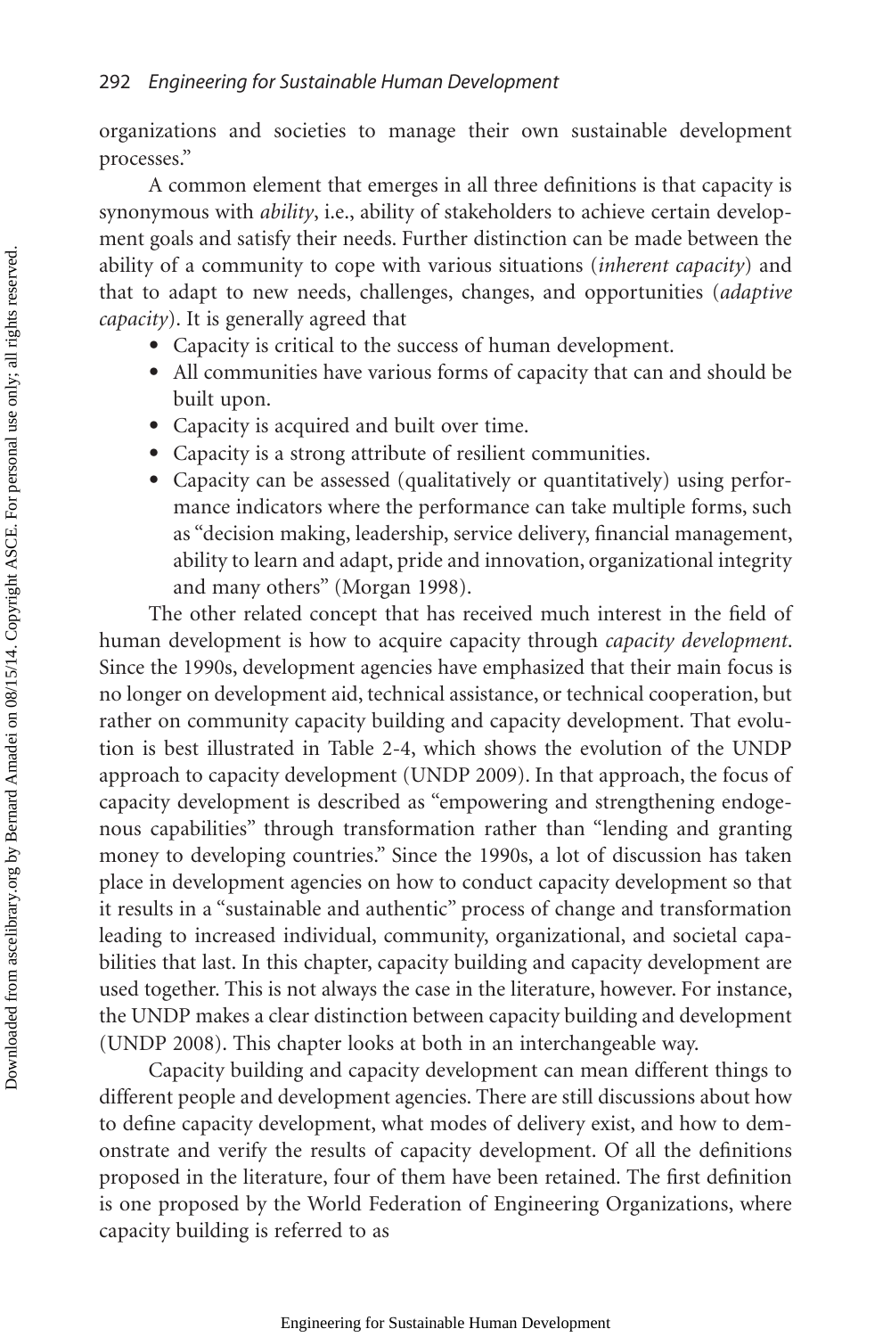organizations and societies to manage their own sustainable development processes."

A common element that emerges in all three definitions is that capacity is synonymous with *ability*, i.e., ability of stakeholders to achieve certain development goals and satisfy their needs. Further distinction can be made between the ability of a community to cope with various situations (*inherent capacity*) and that to adapt to new needs, challenges, changes, and opportunities (*adaptive capacity*). It is generally agreed that

- Capacity is critical to the success of human development.
- All communities have various forms of capacity that can and should be built upon.
- Capacity is acquired and built over time.
- Capacity is a strong attribute of resilient communities.
- Capacity can be assessed (qualitatively or quantitatively) using performance indicators where the performance can take multiple forms, such as "decision making, leadership, service delivery, financial management, ability to learn and adapt, pride and innovation, organizational integrity and many others" (Morgan 1998).

The other related concept that has received much interest in the field of human development is how to acquire capacity through *capacity development*. Since the 1990s, development agencies have emphasized that their main focus is no longer on development aid, technical assistance, or technical cooperation, but rather on community capacity building and capacity development. That evolution is best illustrated in Table 2-4, which shows the evolution of the UNDP approach to capacity development (UNDP 2009). In that approach, the focus of capacity development is described as "empowering and strengthening endogenous capabilities" through transformation rather than "lending and granting money to developing countries." Since the 1990s, a lot of discussion has taken place in development agencies on how to conduct capacity development so that it results in a "sustainable and authentic" process of change and transformation leading to increased individual, community, organizational, and societal capabilities that last. In this chapter, capacity building and capacity development are used together. This is not always the case in the literature, however. For instance, the UNDP makes a clear distinction between capacity building and development (UNDP 2008). This chapter looks at both in an interchangeable way.

Capacity building and capacity development can mean different things to different people and development agencies. There are still discussions about how to define capacity development, what modes of delivery exist, and how to demonstrate and verify the results of capacity development. Of all the definitions proposed in the literature, four of them have been retained. The first definition is one proposed by the World Federation of Engineering Organizations, where capacity building is referred to as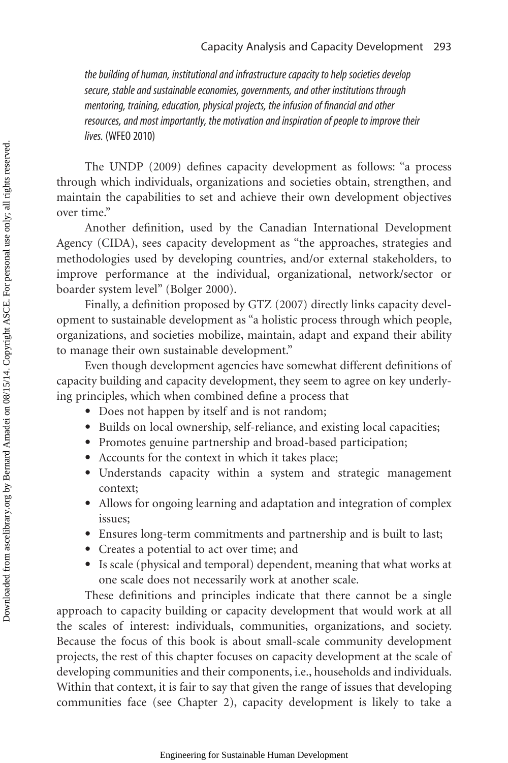*the building of human, institutional and infrastructure capacity to help societies develop secure, stable and sustainable economies, governments, and other institutions through mentoring, training, education, physical projects, the infusion of financial and other resources, and most importantly, the motivation and inspiration of people to improve their lives.* (WFEO 2010)

The UNDP (2009) defines capacity development as follows: "a process through which individuals, organizations and societies obtain, strengthen, and maintain the capabilities to set and achieve their own development objectives over time."

Another definition, used by the Canadian International Development Agency (CIDA), sees capacity development as "the approaches, strategies and methodologies used by developing countries, and/or external stakeholders, to improve performance at the individual, organizational, network/sector or boarder system level" (Bolger 2000).

Finally, a definition proposed by GTZ (2007) directly links capacity development to sustainable development as "a holistic process through which people, organizations, and societies mobilize, maintain, adapt and expand their ability to manage their own sustainable development."

Even though development agencies have somewhat different definitions of capacity building and capacity development, they seem to agree on key underlying principles, which when combined define a process that

- Does not happen by itself and is not random;
- Builds on local ownership, self-reliance, and existing local capacities;
- Promotes genuine partnership and broad-based participation;
- Accounts for the context in which it takes place;
- Understands capacity within a system and strategic management context;
- Allows for ongoing learning and adaptation and integration of complex issues;
- Ensures long-term commitments and partnership and is built to last;
- Creates a potential to act over time; and
- Is scale (physical and temporal) dependent, meaning that what works at one scale does not necessarily work at another scale.

These definitions and principles indicate that there cannot be a single approach to capacity building or capacity development that would work at all the scales of interest: individuals, communities, organizations, and society. Because the focus of this book is about small-scale community development projects, the rest of this chapter focuses on capacity development at the scale of developing communities and their components, i.e., households and individuals. Within that context, it is fair to say that given the range of issues that developing communities face (see Chapter 2), capacity development is likely to take a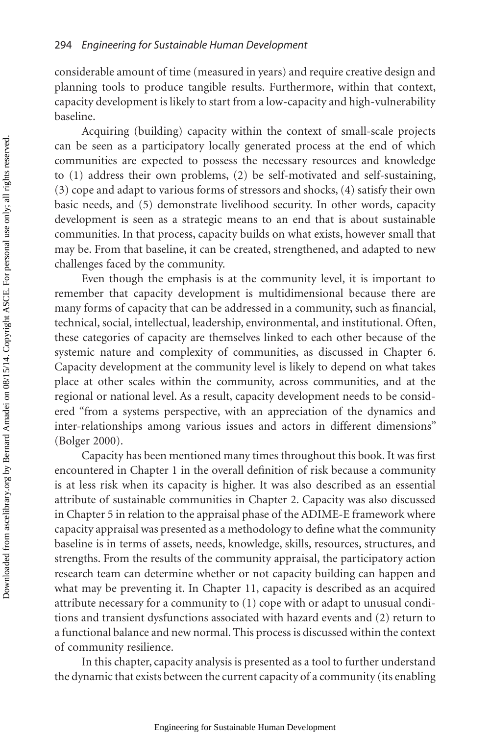considerable amount of time (measured in years) and require creative design and planning tools to produce tangible results. Furthermore, within that context, capacity development is likely to start from a low-capacity and high-vulnerability baseline.

Acquiring (building) capacity within the context of small-scale projects can be seen as a participatory locally generated process at the end of which communities are expected to possess the necessary resources and knowledge to (1) address their own problems, (2) be self-motivated and self-sustaining, (3) cope and adapt to various forms of stressors and shocks, (4) satisfy their own basic needs, and (5) demonstrate livelihood security. In other words, capacity development is seen as a strategic means to an end that is about sustainable communities. In that process, capacity builds on what exists, however small that may be. From that baseline, it can be created, strengthened, and adapted to new challenges faced by the community.

Even though the emphasis is at the community level, it is important to remember that capacity development is multidimensional because there are many forms of capacity that can be addressed in a community, such as financial, technical, social, intellectual, leadership, environmental, and institutional. Often, these categories of capacity are themselves linked to each other because of the systemic nature and complexity of communities, as discussed in Chapter 6. Capacity development at the community level is likely to depend on what takes place at other scales within the community, across communities, and at the regional or national level. As a result, capacity development needs to be considered "from a systems perspective, with an appreciation of the dynamics and inter-relationships among various issues and actors in different dimensions" (Bolger 2000).

Capacity has been mentioned many times throughout this book. It was first encountered in Chapter 1 in the overall definition of risk because a community is at less risk when its capacity is higher. It was also described as an essential attribute of sustainable communities in Chapter 2. Capacity was also discussed in Chapter 5 in relation to the appraisal phase of the ADIME-E framework where capacity appraisal was presented as a methodology to define what the community baseline is in terms of assets, needs, knowledge, skills, resources, structures, and strengths. From the results of the community appraisal, the participatory action research team can determine whether or not capacity building can happen and what may be preventing it. In Chapter 11, capacity is described as an acquired attribute necessary for a community to (1) cope with or adapt to unusual conditions and transient dysfunctions associated with hazard events and (2) return to a functional balance and new normal. This process is discussed within the context of community resilience.

In this chapter, capacity analysis is presented as a tool to further understand the dynamic that exists between the current capacity of a community (its enabling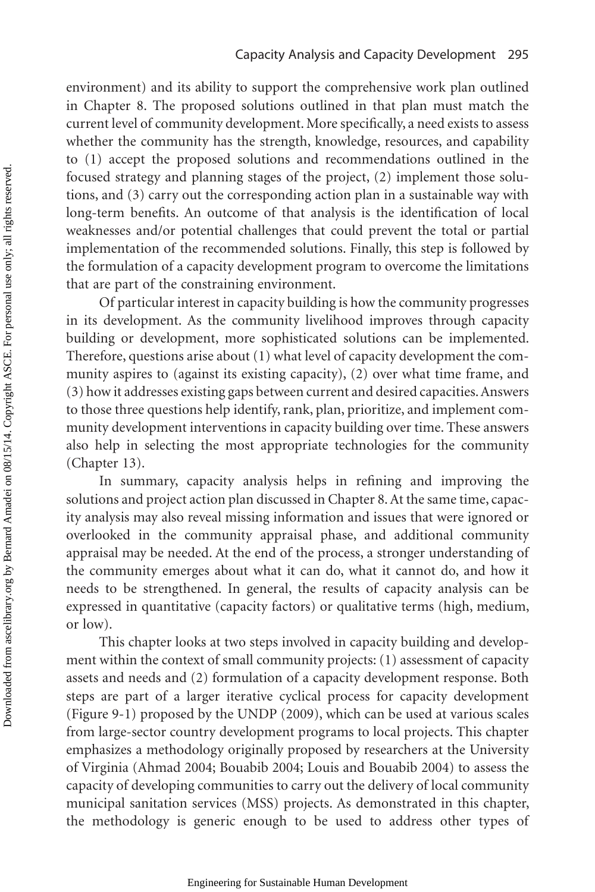environment) and its ability to support the comprehensive work plan outlined in Chapter 8. The proposed solutions outlined in that plan must match the current level of community development. More specifically, a need exists to assess whether the community has the strength, knowledge, resources, and capability to (1) accept the proposed solutions and recommendations outlined in the focused strategy and planning stages of the project, (2) implement those solutions, and (3) carry out the corresponding action plan in a sustainable way with long-term benefits. An outcome of that analysis is the identification of local weaknesses and/or potential challenges that could prevent the total or partial implementation of the recommended solutions. Finally, this step is followed by the formulation of a capacity development program to overcome the limitations that are part of the constraining environment.

Of particular interest in capacity building is how the community progresses in its development. As the community livelihood improves through capacity building or development, more sophisticated solutions can be implemented. Therefore, questions arise about (1) what level of capacity development the community aspires to (against its existing capacity), (2) over what time frame, and (3) how it addresses existing gaps between current and desired capacities. Answers to those three questions help identify, rank, plan, prioritize, and implement community development interventions in capacity building over time. These answers also help in selecting the most appropriate technologies for the community (Chapter 13).

In summary, capacity analysis helps in refining and improving the solutions and project action plan discussed in Chapter 8. At the same time, capacity analysis may also reveal missing information and issues that were ignored or overlooked in the community appraisal phase, and additional community appraisal may be needed. At the end of the process, a stronger understanding of the community emerges about what it can do, what it cannot do, and how it needs to be strengthened. In general, the results of capacity analysis can be expressed in quantitative (capacity factors) or qualitative terms (high, medium, or low).

This chapter looks at two steps involved in capacity building and development within the context of small community projects: (1) assessment of capacity assets and needs and (2) formulation of a capacity development response. Both steps are part of a larger iterative cyclical process for capacity development (Figure 9-1) proposed by the UNDP (2009), which can be used at various scales from large-sector country development programs to local projects. This chapter emphasizes a methodology originally proposed by researchers at the University of Virginia (Ahmad 2004; Bouabib 2004; Louis and Bouabib 2004) to assess the capacity of developing communities to carry out the delivery of local community municipal sanitation services (MSS) projects. As demonstrated in this chapter, the methodology is generic enough to be used to address other types of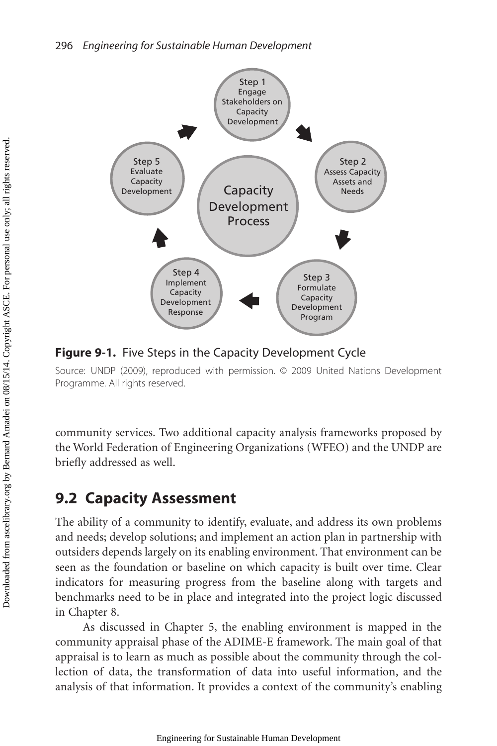**Figure 9-1.** Five Steps in the Capacity Development Cycle

Source: UNDP (2009), reproduced with permission. © 2009 United Nations Development Programme. All rights reserved.

community services. Two additional capacity analysis frameworks proposed by the World Federation of Engineering Organizations (WFEO) and the UNDP are briefly addressed as well.

## 9.2 Capacity Assessment

The ability of a community to identify, evaluate, and address its own problems and needs; develop solutions; and implement an action plan in partnership with outsiders depends largely on its enabling environment. That environment can be seen as the foundation or baseline on which capacity is built over time. Clear indicators for measuring progress from the baseline along with targets and benchmarks need to be in place and integrated into the project logic discussed in Chapter 8.

As discussed in Chapter 5, the enabling environment is mapped in the community appraisal phase of the ADIME-E framework. The main goal of that appraisal is to learn as much as possible about the community through the collection of data, the transformation of data into useful information, and the analysis of that information. It provides a context of the community's enabling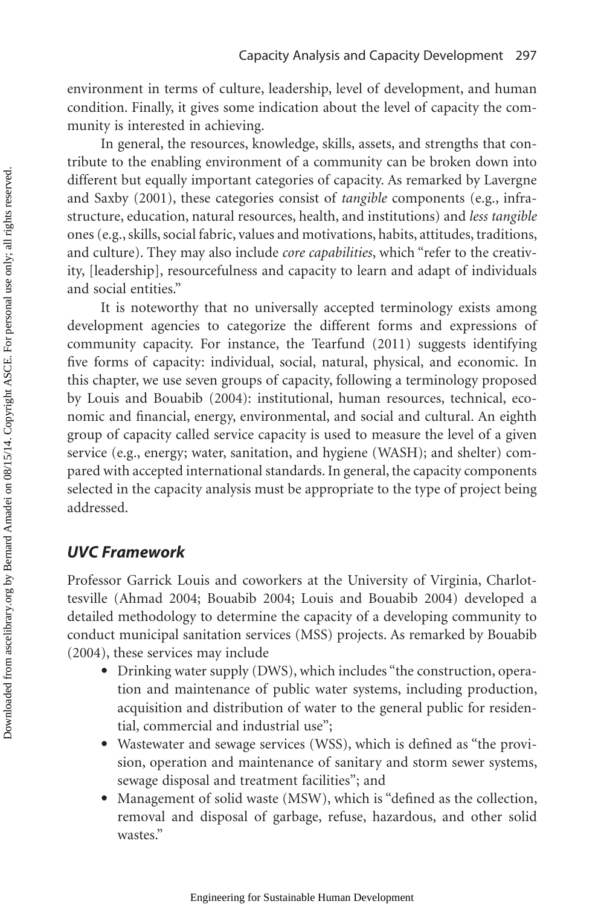environment in terms of culture, leadership, level of development, and human condition. Finally, it gives some indication about the level of capacity the community is interested in achieving.

In general, the resources, knowledge, skills, assets, and strengths that contribute to the enabling environment of a community can be broken down into different but equally important categories of capacity. As remarked by Lavergne and Saxby (2001), these categories consist of *tangible* components (e.g., infrastructure, education, natural resources, health, and institutions) and *less tangible* ones (e.g., skills, social fabric, values and motivations, habits, attitudes, traditions, and culture). They may also include *core capabilities*, which "refer to the creativity, [leadership], resourcefulness and capacity to learn and adapt of individuals and social entities."

It is noteworthy that no universally accepted terminology exists among development agencies to categorize the different forms and expressions of community capacity. For instance, the Tearfund (2011) suggests identifying five forms of capacity: individual, social, natural, physical, and economic. In this chapter, we use seven groups of capacity, following a terminology proposed by Louis and Bouabib (2004): institutional, human resources, technical, economic and financial, energy, environmental, and social and cultural. An eighth group of capacity called service capacity is used to measure the level of a given service (e.g., energy; water, sanitation, and hygiene (WASH); and shelter) compared with accepted international standards. In general, the capacity components selected in the capacity analysis must be appropriate to the type of project being addressed.

## UVC Framework

Professor Garrick Louis and coworkers at the University of Virginia, Charlottesville (Ahmad 2004; Bouabib 2004; Louis and Bouabib 2004) developed a detailed methodology to determine the capacity of a developing community to conduct municipal sanitation services (MSS) projects. As remarked by Bouabib (2004), these services may include

- Drinking water supply (DWS), which includes "the construction, operation and maintenance of public water systems, including production, acquisition and distribution of water to the general public for residential, commercial and industrial use";
- Wastewater and sewage services (WSS), which is defined as "the provision, operation and maintenance of sanitary and storm sewer systems, sewage disposal and treatment facilities"; and
- Management of solid waste (MSW), which is "defined as the collection, removal and disposal of garbage, refuse, hazardous, and other solid wastes."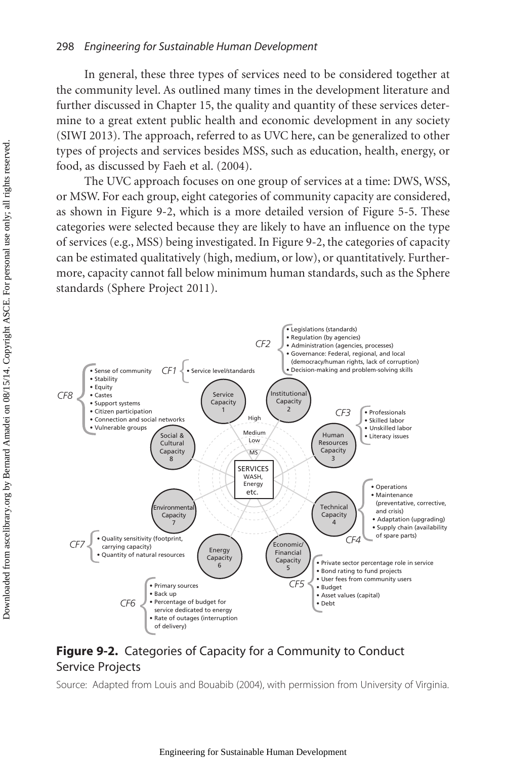In general, these three types of services need to be considered together at the community level. As outlined many times in the development literature and further discussed in Chapter 15, the quality and quantity of these services determine to a great extent public health and economic development in any society (SIWI 2013). The approach, referred to as UVC here, can be generalized to other types of projects and services besides MSS, such as education, health, energy, or food, as discussed by Faeh et al. (2004).

The UVC approach focuses on one group of services at a time: DWS, WSS, or MSW. For each group, eight categories of community capacity are considered, as shown in Figure 9-2, which is a more detailed version of Figure 5-5. These categories were selected because they are likely to have an influence on the type of services (e.g., MSS) being investigated. In Figure 9-2, the categories of capacity can be estimated qualitatively (high, medium, or low), or quantitatively. Furthermore, capacity cannot fall below minimum human standards, such as the Sphere standards (Sphere Project 2011).

CF1: Service Capacity 1
- Service level/standards

CF2: Institutional Capacity 2
- Legislations (standards)
- Regulation (by agencies)
- Administration (agencies, processes)
- Governance: Federal, regional, and local (democracy/human rights, lack of corruption)
- Decision-making and problem-solving skills

CF3: Human Resources Capacity 3
- Professionals
- Skilled labor
- Unskilled labor
- Literacy issues

CF4: Technical Capacity 4
- Operations
- Maintenance (preventative, corrective, and crisis)
- Adaptation (upgrading)
- Supply chain (availability of spare parts)

CF5: Economic/Financial Capacity 5
- Private sector percentage role in service
- Bond rating to fund projects
- User fees from community users
- Budget
- Asset values (capital)
- Debt

CF6: Energy Capacity 6
- Primary sources
- Back up
- Percentage of budget for service dedicated to energy
- Rate of outages (interruption of delivery)

CF7: Environmental Capacity 7
- Quality sensitivity (footprint, carrying capacity)
- Quantity of natural resources

CF8: Social & Cultural Capacity 8
- Sense of community
- Stability
- Equity
- Castes
- Support systems
- Citizen participation
- Connection and social networks
- Vulnerable groups

Center: SERVICES WASH, Energy etc. (levels: High, Medium, Low, MS)

**Figure 9-2.** Categories of Capacity for a Community to Conduct Service Projects

Source: Adapted from Louis and Bouabib (2004), with permission from University of Virginia.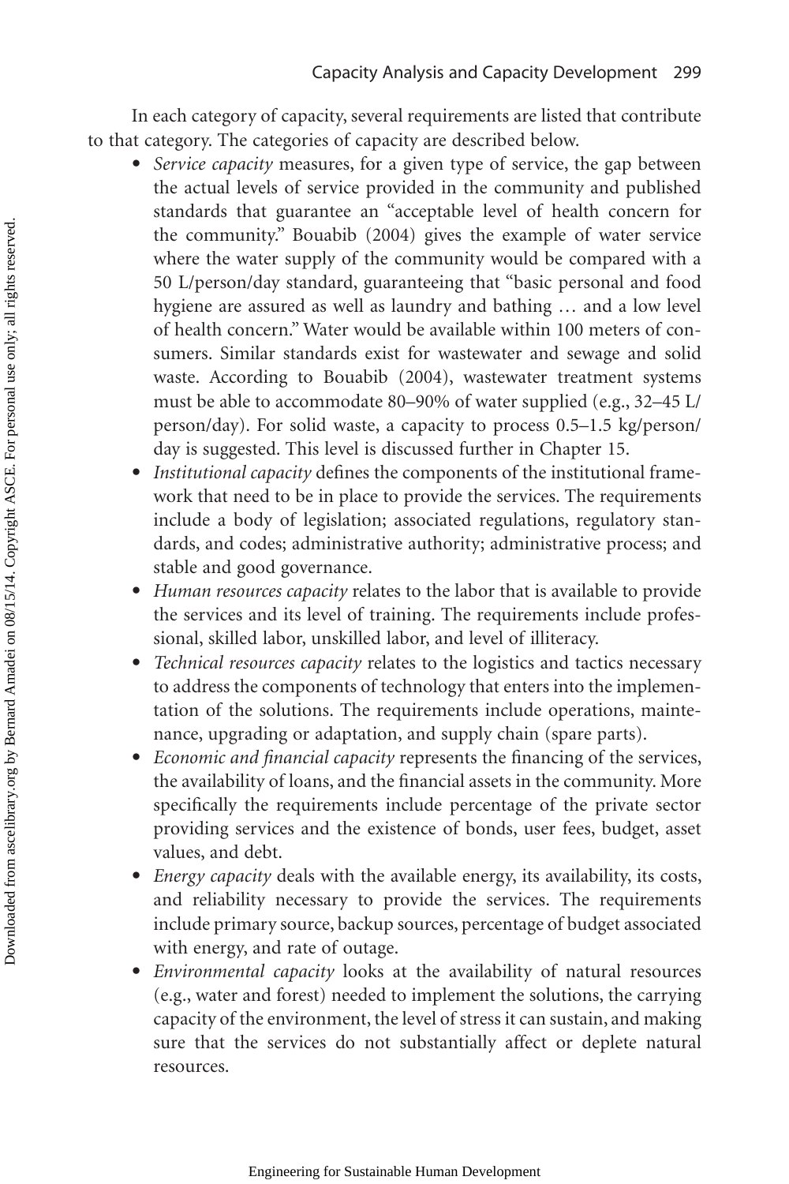In each category of capacity, several requirements are listed that contribute to that category. The categories of capacity are described below.

- *Service capacity* measures, for a given type of service, the gap between the actual levels of service provided in the community and published standards that guarantee an "acceptable level of health concern for the community." Bouabib (2004) gives the example of water service where the water supply of the community would be compared with a 50 L/person/day standard, guaranteeing that "basic personal and food hygiene are assured as well as laundry and bathing … and a low level of health concern." Water would be available within 100 meters of consumers. Similar standards exist for wastewater and sewage and solid waste. According to Bouabib (2004), wastewater treatment systems must be able to accommodate 80–90% of water supplied (e.g., 32–45 L/person/day). For solid waste, a capacity to process 0.5–1.5 kg/person/day is suggested. This level is discussed further in Chapter 15.
- *Institutional capacity* defines the components of the institutional framework that need to be in place to provide the services. The requirements include a body of legislation; associated regulations, regulatory standards, and codes; administrative authority; administrative process; and stable and good governance.
- *Human resources capacity* relates to the labor that is available to provide the services and its level of training. The requirements include professional, skilled labor, unskilled labor, and level of illiteracy.
- *Technical resources capacity* relates to the logistics and tactics necessary to address the components of technology that enters into the implementation of the solutions. The requirements include operations, maintenance, upgrading or adaptation, and supply chain (spare parts).
- *Economic and financial capacity* represents the financing of the services, the availability of loans, and the financial assets in the community. More specifically the requirements include percentage of the private sector providing services and the existence of bonds, user fees, budget, asset values, and debt.
- *Energy capacity* deals with the available energy, its availability, its costs, and reliability necessary to provide the services. The requirements include primary source, backup sources, percentage of budget associated with energy, and rate of outage.
- *Environmental capacity* looks at the availability of natural resources (e.g., water and forest) needed to implement the solutions, the carrying capacity of the environment, the level of stress it can sustain, and making sure that the services do not substantially affect or deplete natural resources.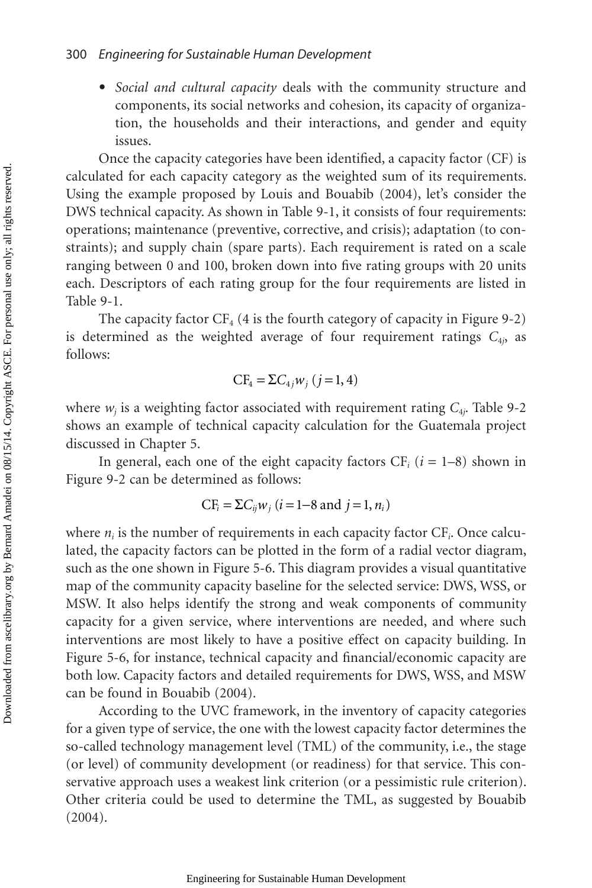- *Social and cultural capacity* deals with the community structure and components, its social networks and cohesion, its capacity of organization, the households and their interactions, and gender and equity issues.

Once the capacity categories have been identified, a capacity factor (CF) is calculated for each capacity category as the weighted sum of its requirements. Using the example proposed by Louis and Bouabib (2004), let's consider the DWS technical capacity. As shown in Table 9-1, it consists of four requirements: operations; maintenance (preventive, corrective, and crisis); adaptation (to constraints); and supply chain (spare parts). Each requirement is rated on a scale ranging between 0 and 100, broken down into five rating groups with 20 units each. Descriptors of each rating group for the four requirements are listed in Table 9-1.

The capacity factor $CF_4$ (4 is the fourth category of capacity in Figure 9-2) is determined as the weighted average of four requirement ratings $C_{4j}$, as follows:

$$CF_4 = \Sigma C_{4j} w_j \ (j = 1, 4)$$

where $w_j$ is a weighting factor associated with requirement rating $C_{4j}$. Table 9-2 shows an example of technical capacity calculation for the Guatemala project discussed in Chapter 5.

In general, each one of the eight capacity factors $CF_i$ ($i$ = 1–8) shown in Figure 9-2 can be determined as follows:

$$CF_i = \Sigma C_{ij} w_j \ (i = 1\text{–}8 \text{ and } j = 1, n_i)$$

where $n_i$ is the number of requirements in each capacity factor $CF_i$. Once calculated, the capacity factors can be plotted in the form of a radial vector diagram, such as the one shown in Figure 5-6. This diagram provides a visual quantitative map of the community capacity baseline for the selected service: DWS, WSS, or MSW. It also helps identify the strong and weak components of community capacity for a given service, where interventions are needed, and where such interventions are most likely to have a positive effect on capacity building. In Figure 5-6, for instance, technical capacity and financial/economic capacity are both low. Capacity factors and detailed requirements for DWS, WSS, and MSW can be found in Bouabib (2004).

According to the UVC framework, in the inventory of capacity categories for a given type of service, the one with the lowest capacity factor determines the so-called technology management level (TML) of the community, i.e., the stage (or level) of community development (or readiness) for that service. This conservative approach uses a weakest link criterion (or a pessimistic rule criterion). Other criteria could be used to determine the TML, as suggested by Bouabib (2004).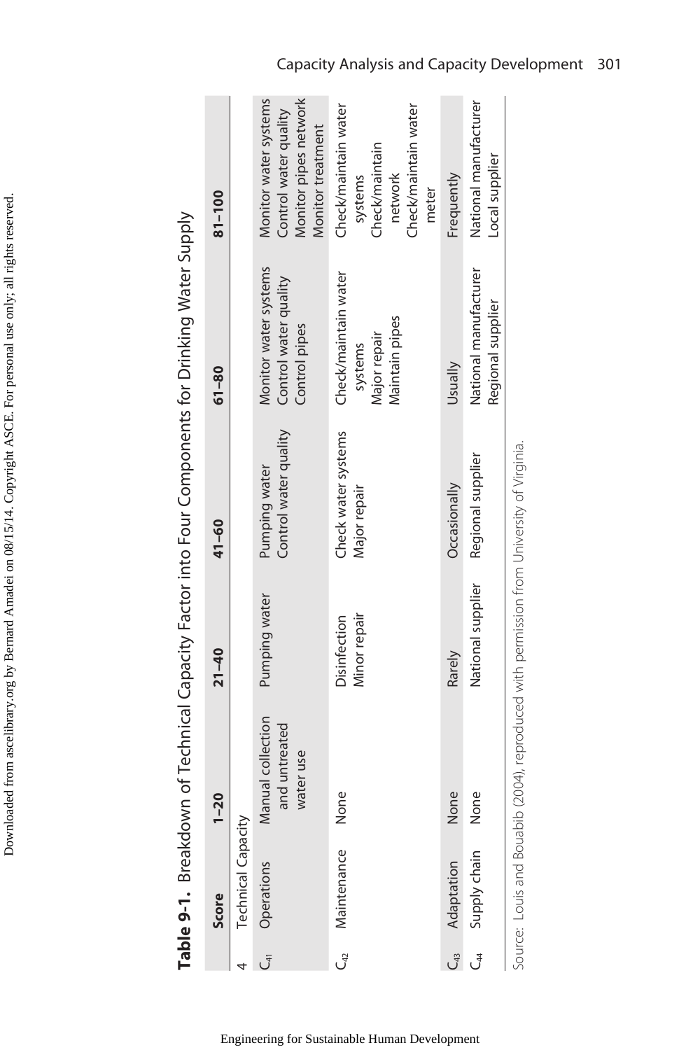**Table 9-1.** Breakdown of Technical Capacity Factor into Four Components for Drinking Water Supply

| | Score | 1–20 | 21–40 | 41–60 | 61–80 | 81–100 |
|---|---|---|---|---|---|---|
| 4 | Technical Capacity | | | | | |
| $C_{41}$ | Operations | Manual collection and untreated water use | Pumping water | Pumping water<br>Control water quality | Monitor water systems<br>Control water quality<br>Control pipes | Monitor water systems<br>Control water quality<br>Monitor pipes network<br>Monitor treatment |
| $C_{42}$ | Maintenance | None | Disinfection<br>Minor repair | Check water systems<br>Major repair | Check/maintain water systems<br>Major repair<br>Maintain pipes | Check/maintain water systems<br>Check/maintain network<br>Check/maintain water meter |
| $C_{43}$ | Adaptation | None | Rarely | Occasionally | Usually | Frequently |
| $C_{44}$ | Supply chain | None | National supplier | Regional supplier | National manufacturer<br>Regional supplier | National manufacturer<br>Local supplier |

Source: Louis and Bouabib (2004), reproduced with permission from University of Virginia.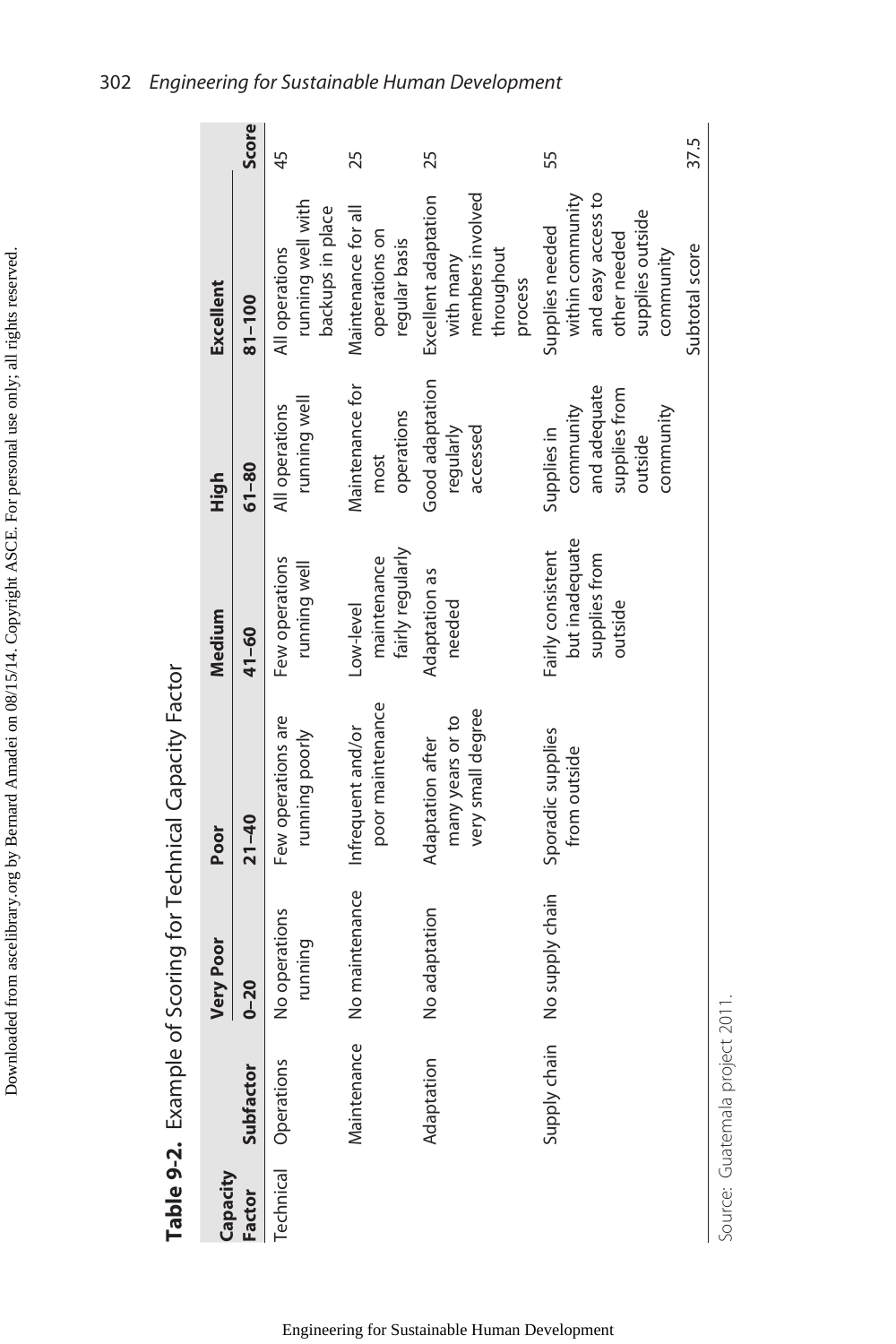**Table 9-2.** Example of Scoring for Technical Capacity Factor

| Capacity Factor | Subfactor | Very Poor | Poor | Medium | High | Excellent | Score |
|---|---|---|---|---|---|---|---|
| | | 0–20 | 21–40 | 41–60 | 61–80 | 81–100 | |
| Technical | Operations | No operations running | Few operations are running poorly | Few operations running well | All operations running well | All operations running well with backups in place | 45 |
| | Maintenance | No maintenance | Infrequent and/or poor maintenance | Low-level maintenance fairly regularly | Maintenance for most operations | Maintenance for all operations on regular basis | 25 |
| | Adaptation | No adaptation | Adaptation after many years or to very small degree | Adaptation as needed | Good adaptation regularly accessed | Excellent adaptation with many members involved throughout process | 25 |
| | Supply chain | No supply chain | Sporadic supplies from outside | Fairly consistent but inadequate supplies from outside | Supplies in community and adequate supplies from outside community | Supplies needed within community and easy access to other needed supplies outside community | 55 |
| | | | | | | Subtotal score | 37.5 |

Source: Guatemala project 2011.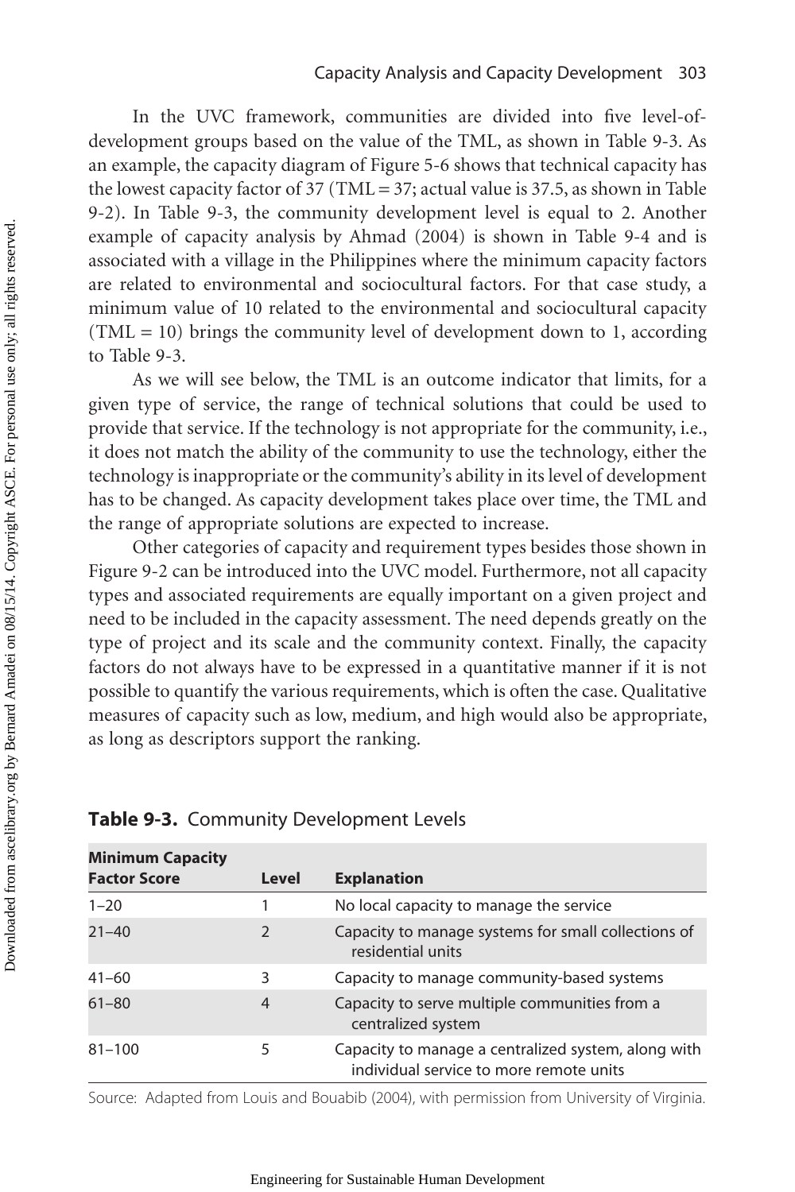In the UVC framework, communities are divided into five level-of-development groups based on the value of the TML, as shown in Table 9-3. As an example, the capacity diagram of Figure 5-6 shows that technical capacity has the lowest capacity factor of 37 (TML = 37; actual value is 37.5, as shown in Table 9-2). In Table 9-3, the community development level is equal to 2. Another example of capacity analysis by Ahmad (2004) is shown in Table 9-4 and is associated with a village in the Philippines where the minimum capacity factors are related to environmental and sociocultural factors. For that case study, a minimum value of 10 related to the environmental and sociocultural capacity (TML = 10) brings the community level of development down to 1, according to Table 9-3.

As we will see below, the TML is an outcome indicator that limits, for a given type of service, the range of technical solutions that could be used to provide that service. If the technology is not appropriate for the community, i.e., it does not match the ability of the community to use the technology, either the technology is inappropriate or the community's ability in its level of development has to be changed. As capacity development takes place over time, the TML and the range of appropriate solutions are expected to increase.

Other categories of capacity and requirement types besides those shown in Figure 9-2 can be introduced into the UVC model. Furthermore, not all capacity types and associated requirements are equally important on a given project and need to be included in the capacity assessment. The need depends greatly on the type of project and its scale and the community context. Finally, the capacity factors do not always have to be expressed in a quantitative manner if it is not possible to quantify the various requirements, which is often the case. Qualitative measures of capacity such as low, medium, and high would also be appropriate, as long as descriptors support the ranking.

**Table 9-3.** Community Development Levels

| Minimum Capacity Factor Score | Level | Explanation |
|---|---|---|
| 1–20 | 1 | No local capacity to manage the service |
| 21–40 | 2 | Capacity to manage systems for small collections of residential units |
| 41–60 | 3 | Capacity to manage community-based systems |
| 61–80 | 4 | Capacity to serve multiple communities from a centralized system |
| 81–100 | 5 | Capacity to manage a centralized system, along with individual service to more remote units |

Source: Adapted from Louis and Bouabib (2004), with permission from University of Virginia.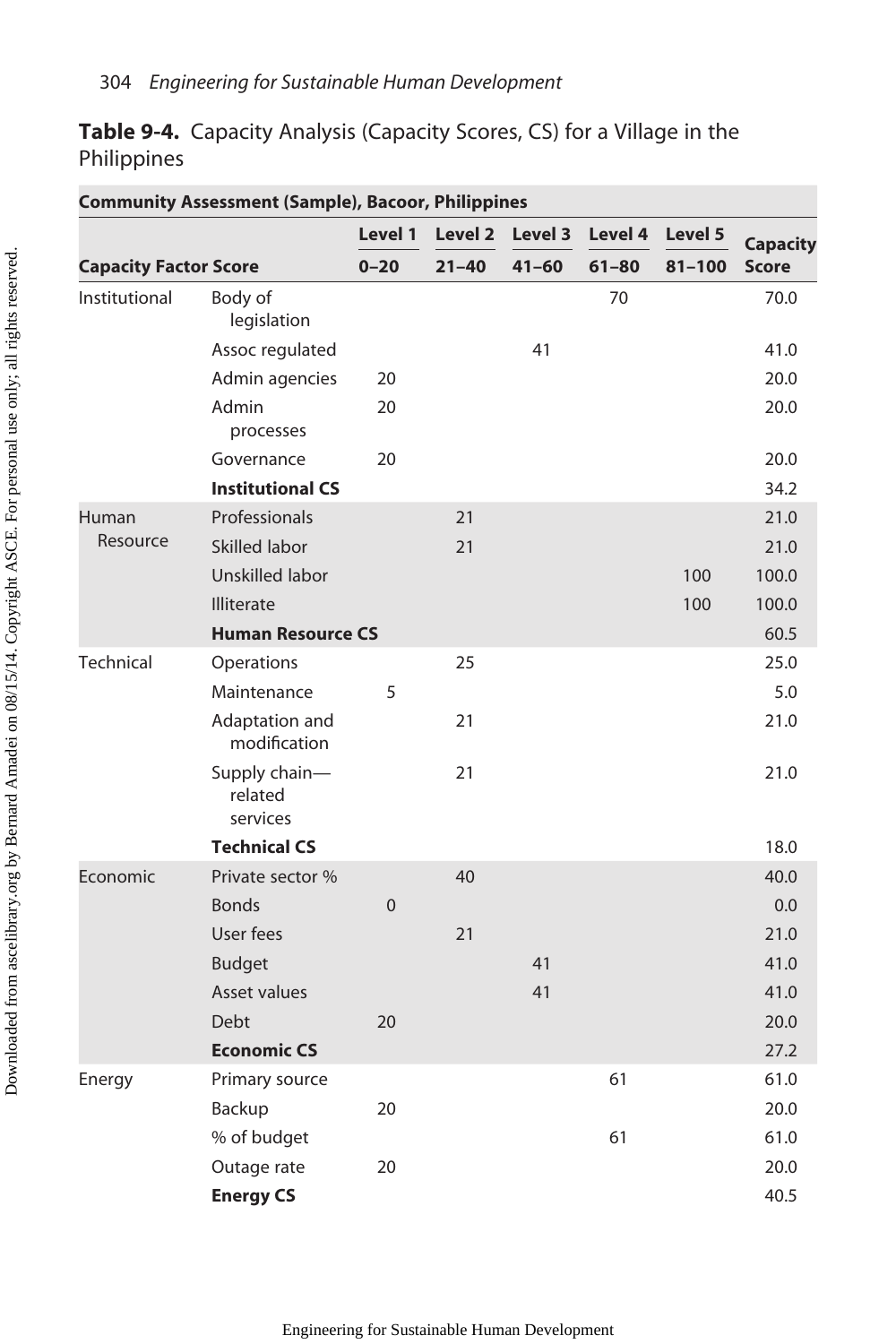**Table 9-4.** Capacity Analysis (Capacity Scores, CS) for a Village in the Philippines

| Community Assessment (Sample), Bacoor, Philippines | | | | | | | |
|---|---|---|---|---|---|---|---|
| **Capacity Factor Score** | | **Level 1** **0–20** | **Level 2** **21–40** | **Level 3** **41–60** | **Level 4** **61–80** | **Level 5** **81–100** | **Capacity Score** |
| Institutional | Body of legislation | | | | 70 | | 70.0 |
| | Assoc regulated | | | 41 | | | 41.0 |
| | Admin agencies | 20 | | | | | 20.0 |
| | Admin processes | 20 | | | | | 20.0 |
| | Governance | 20 | | | | | 20.0 |
| | **Institutional CS** | | | | | | 34.2 |
| Human Resource | Professionals | | 21 | | | | 21.0 |
| | Skilled labor | | 21 | | | | 21.0 |
| | Unskilled labor | | | | | 100 | 100.0 |
| | Illiterate | | | | | 100 | 100.0 |
| | **Human Resource CS** | | | | | | 60.5 |
| Technical | Operations | | 25 | | | | 25.0 |
| | Maintenance | 5 | | | | | 5.0 |
| | Adaptation and modification | | 21 | | | | 21.0 |
| | Supply chain—related services | | 21 | | | | 21.0 |
| | **Technical CS** | | | | | | 18.0 |
| Economic | Private sector % | | 40 | | | | 40.0 |
| | Bonds | 0 | | | | | 0.0 |
| | User fees | | 21 | | | | 21.0 |
| | Budget | | | 41 | | | 41.0 |
| | Asset values | | | 41 | | | 41.0 |
| | Debt | 20 | | | | | 20.0 |
| | **Economic CS** | | | | | | 27.2 |
| Energy | Primary source | | | | 61 | | 61.0 |
| | Backup | 20 | | | | | 20.0 |
| | % of budget | | | | 61 | | 61.0 |
| | Outage rate | 20 | | | | | 20.0 |
| | **Energy CS** | | | | | | 40.5 |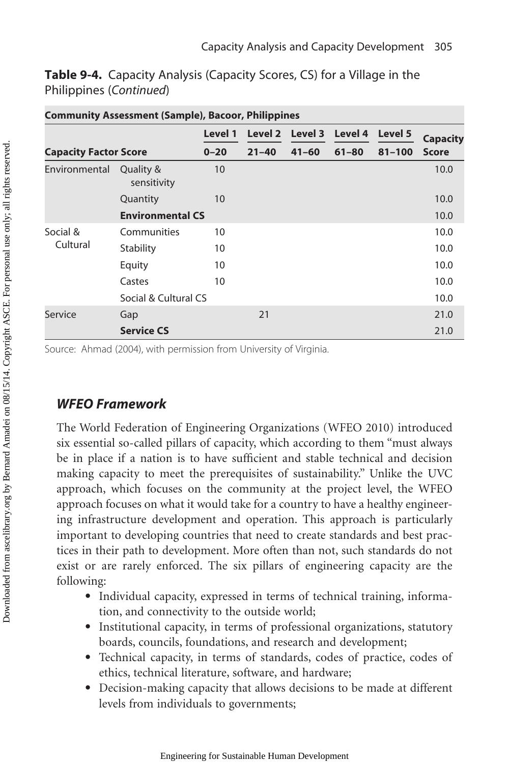**Table 9-4.** Capacity Analysis (Capacity Scores, CS) for a Village in the Philippines (*Continued*)

| **Community Assessment (Sample), Bacoor, Philippines** | | | | | | | | |
|---|---|---|---|---|---|---|---|---|
| | | **Level 1** | **Level 2** | **Level 3** | **Level 4** | **Level 5** | **Capacity** |
| **Capacity Factor Score** | | **0–20** | **21–40** | **41–60** | **61–80** | **81–100** | **Score** |
| Environmental | Quality & sensitivity | 10 | | | | | 10.0 |
| | Quantity | 10 | | | | | 10.0 |
| | **Environmental CS** | | | | | | 10.0 |
| Social & Cultural | Communities | 10 | | | | | 10.0 |
| | Stability | 10 | | | | | 10.0 |
| | Equity | 10 | | | | | 10.0 |
| | Castes | 10 | | | | | 10.0 |
| | Social & Cultural CS | | | | | | 10.0 |
| Service | Gap | | 21 | | | | 21.0 |
| | **Service CS** | | | | | | 21.0 |

Source: Ahmad (2004), with permission from University of Virginia.

### *WFEO Framework*

The World Federation of Engineering Organizations (WFEO 2010) introduced six essential so-called pillars of capacity, which according to them "must always be in place if a nation is to have sufficient and stable technical and decision making capacity to meet the prerequisites of sustainability." Unlike the UVC approach, which focuses on the community at the project level, the WFEO approach focuses on what it would take for a country to have a healthy engineering infrastructure development and operation. This approach is particularly important to developing countries that need to create standards and best practices in their path to development. More often than not, such standards do not exist or are rarely enforced. The six pillars of engineering capacity are the following:

- Individual capacity, expressed in terms of technical training, information, and connectivity to the outside world;
- Institutional capacity, in terms of professional organizations, statutory boards, councils, foundations, and research and development;
- Technical capacity, in terms of standards, codes of practice, codes of ethics, technical literature, software, and hardware;
- Decision-making capacity that allows decisions to be made at different levels from individuals to governments;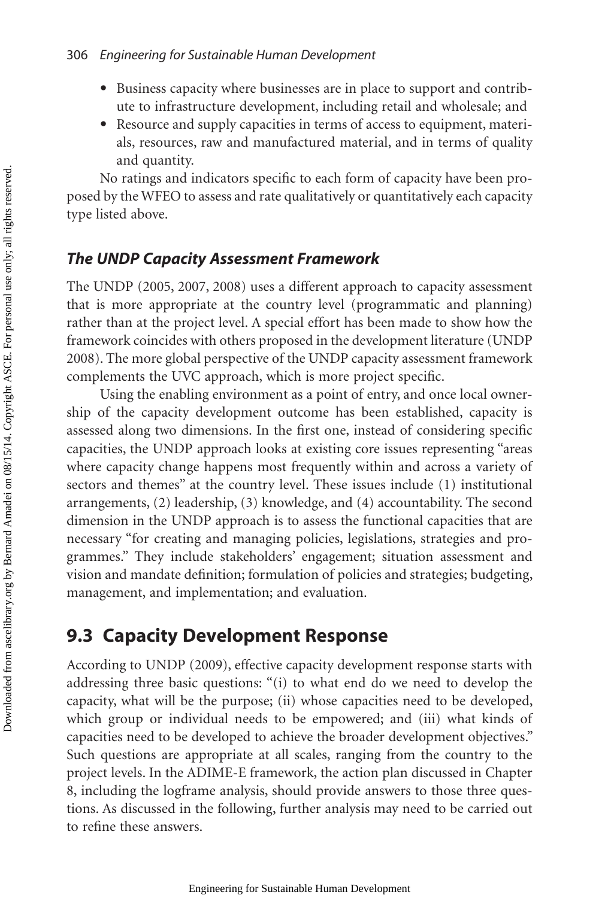- Business capacity where businesses are in place to support and contribute to infrastructure development, including retail and wholesale; and
- Resource and supply capacities in terms of access to equipment, materials, resources, raw and manufactured material, and in terms of quality and quantity.

No ratings and indicators specific to each form of capacity have been proposed by the WFEO to assess and rate qualitatively or quantitatively each capacity type listed above.

### *The UNDP Capacity Assessment Framework*

The UNDP (2005, 2007, 2008) uses a different approach to capacity assessment that is more appropriate at the country level (programmatic and planning) rather than at the project level. A special effort has been made to show how the framework coincides with others proposed in the development literature (UNDP 2008). The more global perspective of the UNDP capacity assessment framework complements the UVC approach, which is more project specific.

Using the enabling environment as a point of entry, and once local ownership of the capacity development outcome has been established, capacity is assessed along two dimensions. In the first one, instead of considering specific capacities, the UNDP approach looks at existing core issues representing "areas where capacity change happens most frequently within and across a variety of sectors and themes" at the country level. These issues include (1) institutional arrangements, (2) leadership, (3) knowledge, and (4) accountability. The second dimension in the UNDP approach is to assess the functional capacities that are necessary "for creating and managing policies, legislations, strategies and programmes." They include stakeholders' engagement; situation assessment and vision and mandate definition; formulation of policies and strategies; budgeting, management, and implementation; and evaluation.

## 9.3 Capacity Development Response

According to UNDP (2009), effective capacity development response starts with addressing three basic questions: "(i) to what end do we need to develop the capacity, what will be the purpose; (ii) whose capacities need to be developed, which group or individual needs to be empowered; and (iii) what kinds of capacities need to be developed to achieve the broader development objectives." Such questions are appropriate at all scales, ranging from the country to the project levels. In the ADIME-E framework, the action plan discussed in Chapter 8, including the logframe analysis, should provide answers to those three questions. As discussed in the following, further analysis may need to be carried out to refine these answers.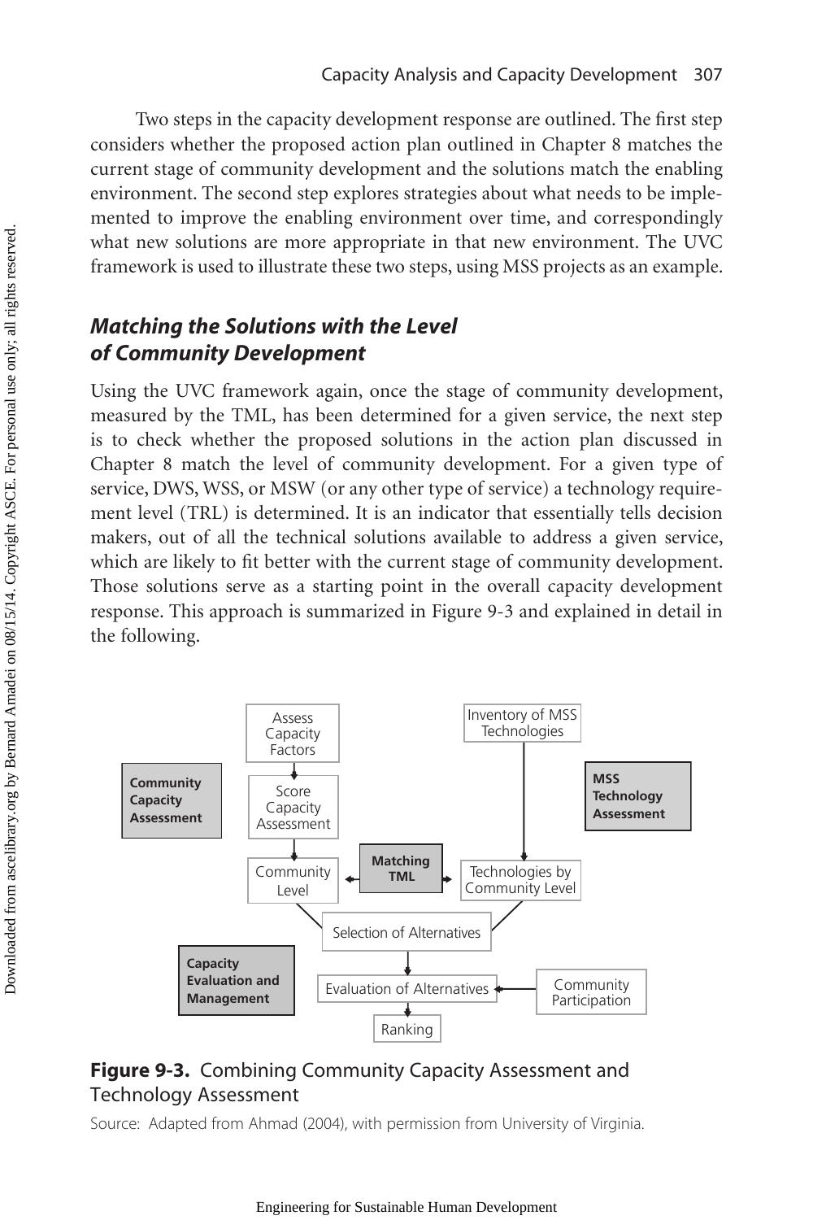Two steps in the capacity development response are outlined. The first step considers whether the proposed action plan outlined in Chapter 8 matches the current stage of community development and the solutions match the enabling environment. The second step explores strategies about what needs to be implemented to improve the enabling environment over time, and correspondingly what new solutions are more appropriate in that new environment. The UVC framework is used to illustrate these two steps, using MSS projects as an example.

## *Matching the Solutions with the Level of Community Development*

Using the UVC framework again, once the stage of community development, measured by the TML, has been determined for a given service, the next step is to check whether the proposed solutions in the action plan discussed in Chapter 8 match the level of community development. For a given type of service, DWS, WSS, or MSW (or any other type of service) a technology requirement level (TRL) is determined. It is an indicator that essentially tells decision makers, out of all the technical solutions available to address a given service, which are likely to fit better with the current stage of community development. Those solutions serve as a starting point in the overall capacity development response. This approach is summarized in Figure 9-3 and explained in detail in the following.

**Figure 9-3.** Combining Community Capacity Assessment and Technology Assessment

Source: Adapted from Ahmad (2004), with permission from University of Virginia.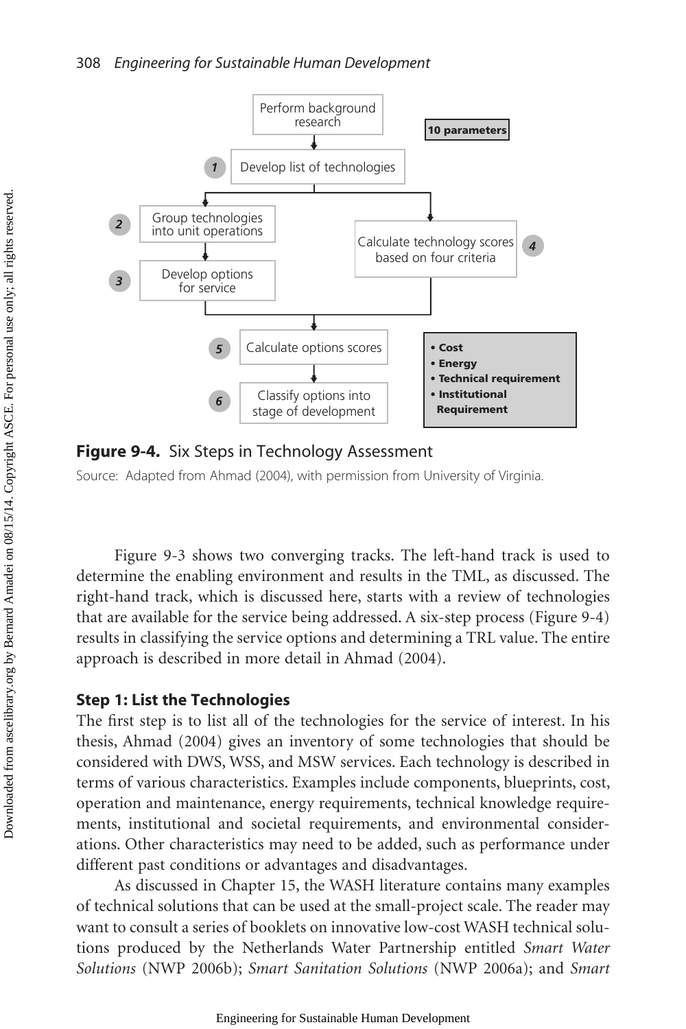**Figure 9-4.** Six Steps in Technology Assessment

Source: Adapted from Ahmad (2004), with permission from University of Virginia.

Figure 9-3 shows two converging tracks. The left-hand track is used to determine the enabling environment and results in the TML, as discussed. The right-hand track, which is discussed here, starts with a review of technologies that are available for the service being addressed. A six-step process (Figure 9-4) results in classifying the service options and determining a TRL value. The entire approach is described in more detail in Ahmad (2004).

### Step 1: List the Technologies

The first step is to list all of the technologies for the service of interest. In his thesis, Ahmad (2004) gives an inventory of some technologies that should be considered with DWS, WSS, and MSW services. Each technology is described in terms of various characteristics. Examples include components, blueprints, cost, operation and maintenance, energy requirements, technical knowledge requirements, institutional and societal requirements, and environmental considerations. Other characteristics may need to be added, such as performance under different past conditions or advantages and disadvantages.

As discussed in Chapter 15, the WASH literature contains many examples of technical solutions that can be used at the small-project scale. The reader may want to consult a series of booklets on innovative low-cost WASH technical solutions produced by the Netherlands Water Partnership entitled *Smart Water Solutions* (NWP 2006b); *Smart Sanitation Solutions* (NWP 2006a); and *Smart*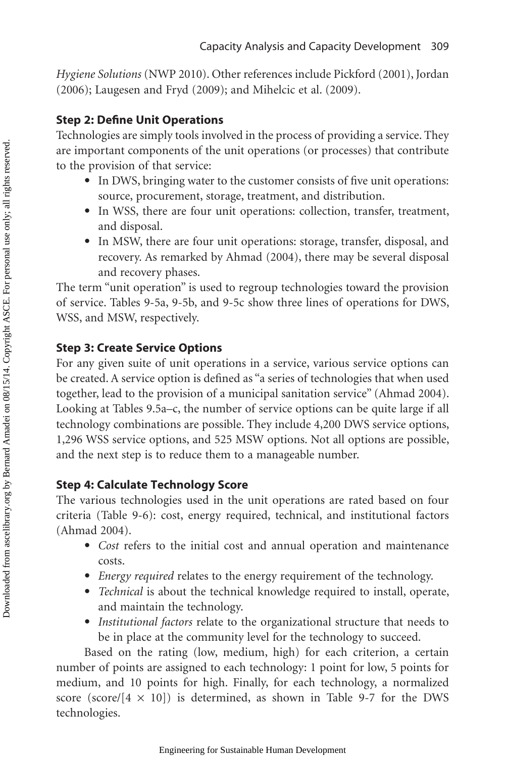*Hygiene Solutions* (NWP 2010). Other references include Pickford (2001), Jordan (2006); Laugesen and Fryd (2009); and Mihelcic et al. (2009).

### Step 2: Define Unit Operations

Technologies are simply tools involved in the process of providing a service. They are important components of the unit operations (or processes) that contribute to the provision of that service:

- In DWS, bringing water to the customer consists of five unit operations: source, procurement, storage, treatment, and distribution.
- In WSS, there are four unit operations: collection, transfer, treatment, and disposal.
- In MSW, there are four unit operations: storage, transfer, disposal, and recovery. As remarked by Ahmad (2004), there may be several disposal and recovery phases.

The term "unit operation" is used to regroup technologies toward the provision of service. Tables 9-5a, 9-5b, and 9-5c show three lines of operations for DWS, WSS, and MSW, respectively.

### Step 3: Create Service Options

For any given suite of unit operations in a service, various service options can be created. A service option is defined as "a series of technologies that when used together, lead to the provision of a municipal sanitation service" (Ahmad 2004). Looking at Tables 9.5a–c, the number of service options can be quite large if all technology combinations are possible. They include 4,200 DWS service options, 1,296 WSS service options, and 525 MSW options. Not all options are possible, and the next step is to reduce them to a manageable number.

### Step 4: Calculate Technology Score

The various technologies used in the unit operations are rated based on four criteria (Table 9-6): cost, energy required, technical, and institutional factors (Ahmad 2004).

- *Cost* refers to the initial cost and annual operation and maintenance costs.
- *Energy required* relates to the energy requirement of the technology.
- *Technical* is about the technical knowledge required to install, operate, and maintain the technology.
- *Institutional factors* relate to the organizational structure that needs to be in place at the community level for the technology to succeed.

Based on the rating (low, medium, high) for each criterion, a certain number of points are assigned to each technology: 1 point for low, 5 points for medium, and 10 points for high. Finally, for each technology, a normalized score (score/$[4 \times 10]$) is determined, as shown in Table 9-7 for the DWS technologies.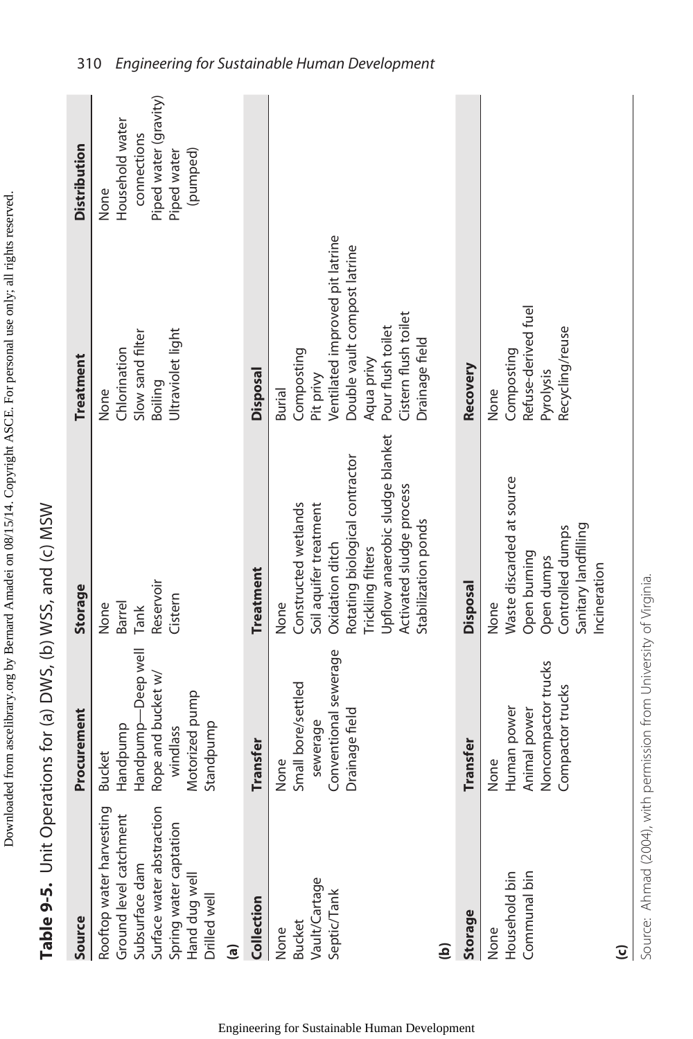**Table 9-5.** Unit Operations for (a) DWS, (b) WSS, and (c) MSW

(a)

| Source | Procurement | Storage | Treatment | Distribution |
|---|---|---|---|---|
| Rooftop water harvesting | Bucket | None | None | None |
| Ground level catchment | Handpump | Barrel | Chlorination | Household water connections |
| Subsurface dam | Handpump—Deep well | Tank | Slow sand filter | Piped water (gravity) |
| Surface water abstraction | Rope and bucket w/ windlass | Reservoir | Boiling | Piped water (pumped) |
| Spring water captation | Motorized pump | Cistern | Ultraviolet light | |
| Hand dug well | Standpump | | | |
| Drilled well | | | | |

(b)

| Collection | Transfer | Treatment | Disposal |
|---|---|---|---|
| None | None | None | Burial |
| Bucket | Small bore/settled sewerage | Constructed wetlands | Composting |
| Vault/Cartage | Conventional sewerage | Soil aquifer treatment | Pit privy |
| Septic/Tank | Drainage field | Oxidation ditch | Ventilated improved pit latrine |
| | | Rotating biological contractor | Double vault compost latrine |
| | | Trickling filters | Aqua privy |
| | | Upflow anaerobic sludge blanket | Pour flush toilet |
| | | Activated sludge process | Cistern flush toilet |
| | | Stabilization ponds | Drainage field |

(c)

| Storage | Transfer | Disposal | Recovery |
|---|---|---|---|
| None | None | None | None |
| Household bin | Human power | Waste discarded at source | Composting |
| Communal bin | Animal power | Open burning | Refuse-derived fuel |
| | Noncompactor trucks | Open dumps | Pyrolysis |
| | Compactor trucks | Controlled dumps | Recycling/reuse |
| | | Sanitary landfilling | |
| | | Incineration | |

Source: Ahmad (2004), with permission from University of Virginia.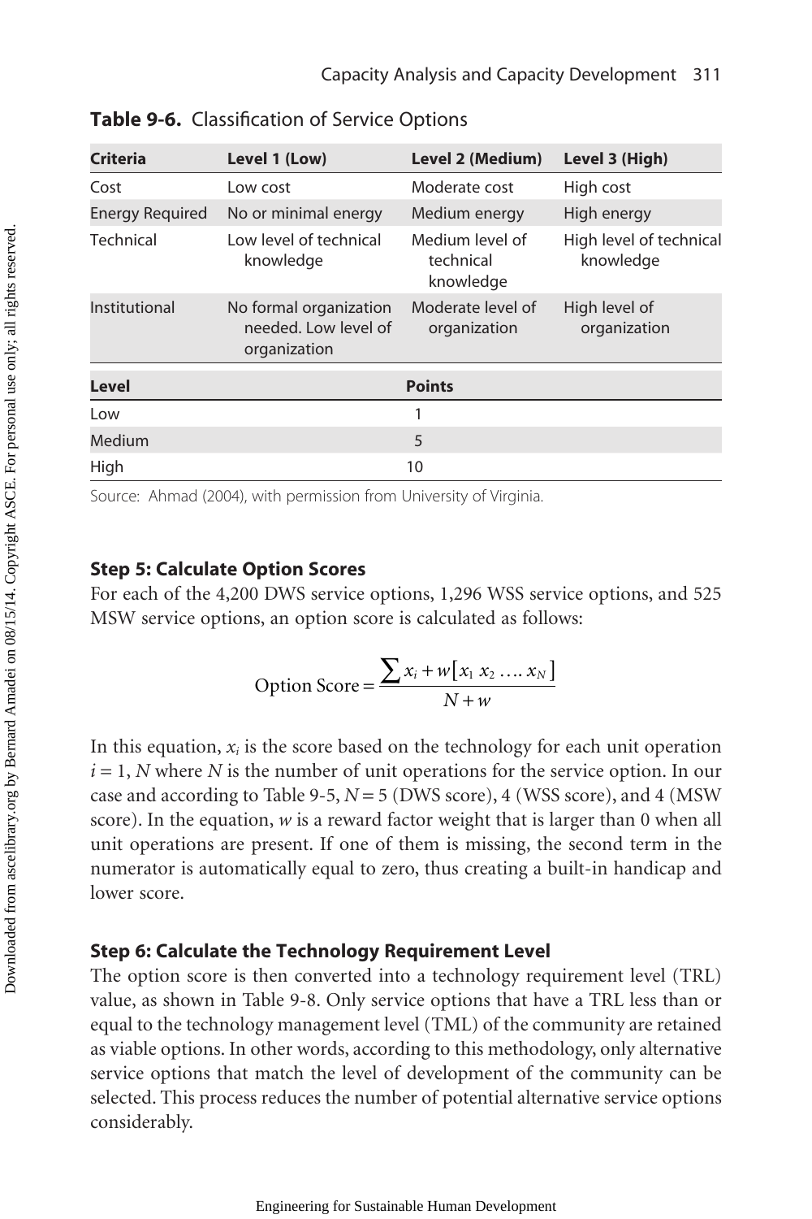**Table 9-6.** Classification of Service Options

| Criteria | Level 1 (Low) | Level 2 (Medium) | Level 3 (High) |
|---|---|---|---|
| Cost | Low cost | Moderate cost | High cost |
| Energy Required | No or minimal energy | Medium energy | High energy |
| Technical | Low level of technical knowledge | Medium level of technical knowledge | High level of technical knowledge |
| Institutional | No formal organization needed. Low level of organization | Moderate level of organization | High level of organization |

| Level | Points |
|---|---|
| Low | 1 |
| Medium | 5 |
| High | 10 |

Source: Ahmad (2004), with permission from University of Virginia.

### Step 5: Calculate Option Scores

For each of the 4,200 DWS service options, 1,296 WSS service options, and 525 MSW service options, an option score is calculated as follows:

$$\text{Option Score} = \frac{\sum x_i + w[x_1\ x_2\ \ldots.\ x_N]}{N + w}$$

In this equation, $x_i$ is the score based on the technology for each unit operation $i = 1$, $N$ where $N$ is the number of unit operations for the service option. In our case and according to Table 9-5, $N = 5$ (DWS score), 4 (WSS score), and 4 (MSW score). In the equation, $w$ is a reward factor weight that is larger than 0 when all unit operations are present. If one of them is missing, the second term in the numerator is automatically equal to zero, thus creating a built-in handicap and lower score.

### Step 6: Calculate the Technology Requirement Level

The option score is then converted into a technology requirement level (TRL) value, as shown in Table 9-8. Only service options that have a TRL less than or equal to the technology management level (TML) of the community are retained as viable options. In other words, according to this methodology, only alternative service options that match the level of development of the community can be selected. This process reduces the number of potential alternative service options considerably.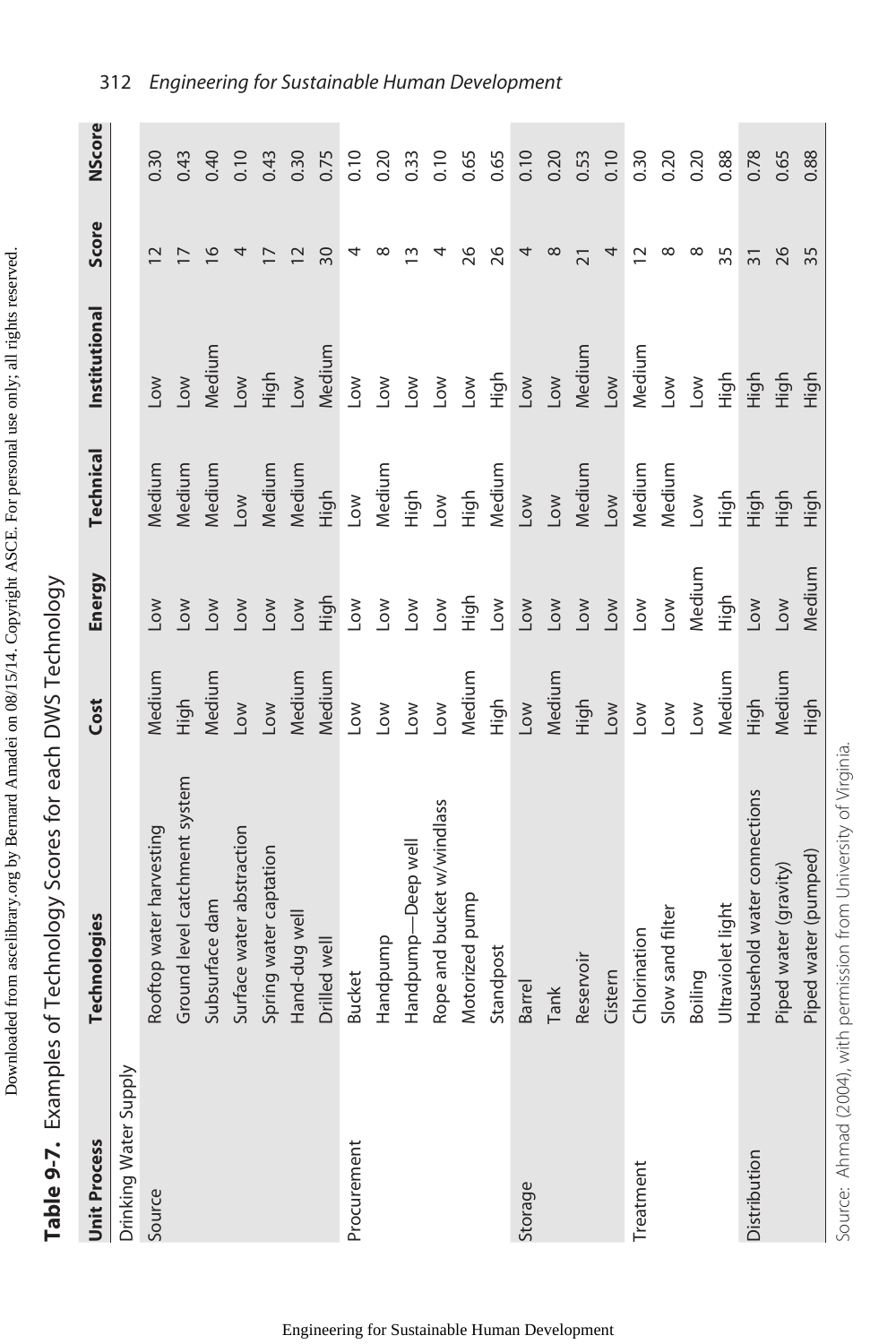**Table 9-7.** Examples of Technology Scores for each DWS Technology

| Unit Process | Technologies | Cost | Energy | Technical | Institutional | Score | NScore |
|---|---|---|---|---|---|---|---|
| Drinking Water Supply | | | | | | | |
| Source | Rooftop water harvesting | Medium | Low | Medium | Low | 12 | 0.30 |
| | Ground level catchment system | High | Low | Medium | Low | 17 | 0.43 |
| | Subsurface dam | Medium | Low | Medium | Medium | 16 | 0.40 |
| | Surface water abstraction | Low | Low | Low | Low | 4 | 0.10 |
| | Spring water captation | Low | Low | Medium | High | 17 | 0.43 |
| | Hand-dug well | Medium | Low | Medium | Low | 12 | 0.30 |
| | Drilled well | Medium | High | High | Medium | 30 | 0.75 |
| Procurement | Bucket | Low | Low | Low | Low | 4 | 0.10 |
| | Handpump | Low | Low | Medium | Low | 8 | 0.20 |
| | Handpump—Deep well | Low | Low | High | Low | 13 | 0.33 |
| | Rope and bucket w/windlass | Low | Low | Low | Low | 4 | 0.10 |
| | Motorized pump | Medium | High | High | Low | 26 | 0.65 |
| | Standpost | High | Low | Medium | High | 26 | 0.65 |
| Storage | Barrel | Low | Low | Low | Low | 4 | 0.10 |
| | Tank | Medium | Low | Low | Low | 8 | 0.20 |
| | Reservoir | High | Low | Medium | Medium | 21 | 0.53 |
| | Cistern | Low | Low | Low | Low | 4 | 0.10 |
| Treatment | Chlorination | Low | Low | Medium | Medium | 12 | 0.30 |
| | Slow sand filter | Low | Low | Medium | Low | 8 | 0.20 |
| | Boiling | Low | Medium | Low | Low | 8 | 0.20 |
| | Ultraviolet light | Medium | High | High | High | 35 | 0.88 |
| Distribution | Household water connections | High | Low | High | High | 31 | 0.78 |
| | Piped water (gravity) | Medium | Low | High | High | 26 | 0.65 |
| | Piped water (pumped) | High | Medium | High | High | 35 | 0.88 |

Source: Ahmad (2004), with permission from University of Virginia.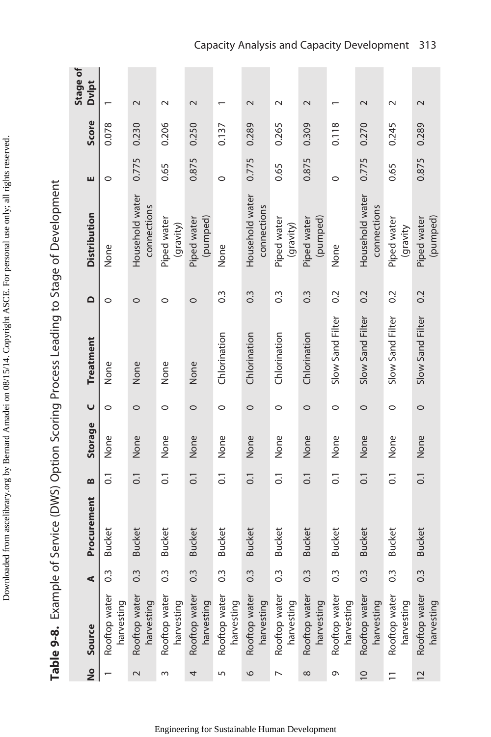**Table 9-8.** Example of Service (DWS) Option Scoring Process Leading to Stage of Development

| No | Source | A | Procurement | B | Storage | C | Treatment | D | Distribution | E | Score | Stage of Dvlpt |
|---|---|---|---|---|---|---|---|---|---|---|---|---|
| 1 | Rooftop water harvesting | 0.3 | Bucket | 0.1 | None | 0 | None | 0 | None | 0 | 0.078 | 1 |
| 2 | Rooftop water harvesting | 0.3 | Bucket | 0.1 | None | 0 | None | 0 | Household water connections | 0.775 | 0.230 | 2 |
| 3 | Rooftop water harvesting | 0.3 | Bucket | 0.1 | None | 0 | None | 0 | Piped water (gravity) | 0.65 | 0.206 | 2 |
| 4 | Rooftop water harvesting | 0.3 | Bucket | 0.1 | None | 0 | None | 0 | Piped water (pumped) | 0.875 | 0.250 | 2 |
| 5 | Rooftop water harvesting | 0.3 | Bucket | 0.1 | None | 0 | Chlorination | 0.3 | None | 0 | 0.137 | 1 |
| 6 | Rooftop water harvesting | 0.3 | Bucket | 0.1 | None | 0 | Chlorination | 0.3 | Household water connections | 0.775 | 0.289 | 2 |
| 7 | Rooftop water harvesting | 0.3 | Bucket | 0.1 | None | 0 | Chlorination | 0.3 | Piped water (gravity) | 0.65 | 0.265 | 2 |
| 8 | Rooftop water harvesting | 0.3 | Bucket | 0.1 | None | 0 | Chlorination | 0.3 | Piped water (pumped) | 0.875 | 0.309 | 2 |
| 9 | Rooftop water harvesting | 0.3 | Bucket | 0.1 | None | 0 | Slow Sand Filter | 0.2 | None | 0 | 0.118 | 1 |
| 10 | Rooftop water harvesting | 0.3 | Bucket | 0.1 | None | 0 | Slow Sand Filter | 0.2 | Household water connections | 0.775 | 0.270 | 2 |
| 11 | Rooftop water harvesting | 0.3 | Bucket | 0.1 | None | 0 | Slow Sand Filter | 0.2 | Piped water (gravity | 0.65 | 0.245 | 2 |
| 12 | Rooftop water harvesting | 0.3 | Bucket | 0.1 | None | 0 | Slow Sand Filter | 0.2 | Piped water (pumped) | 0.875 | 0.289 | 2 |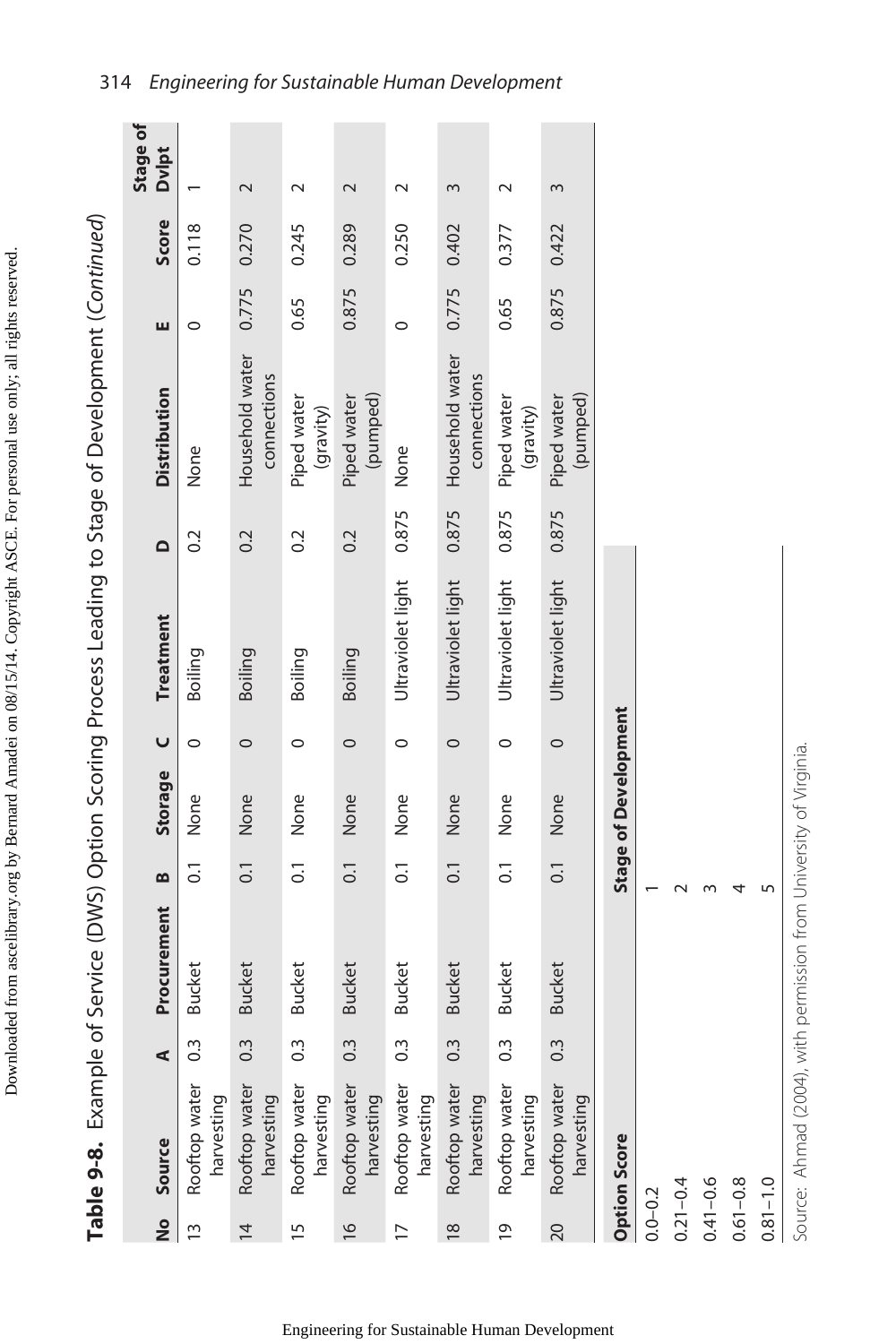**Table 9-8.** Example of Service (DWS) Option Scoring Process Leading to Stage of Development (*Continued*)

| No | Source | A | Procurement | B | Storage | C | Treatment | D | Distribution | E | Score | Stage of Dvlpt |
|---|---|---|---|---|---|---|---|---|---|---|---|---|
| 13 | Rooftop water harvesting | 0.3 | Bucket | 0.1 | None | 0 | Boiling | 0.2 | None | 0 | 0.118 | 1 |
| 14 | Rooftop water harvesting | 0.3 | Bucket | 0.1 | None | 0 | Boiling | 0.2 | Household water connections | 0.775 | 0.270 | 2 |
| 15 | Rooftop water harvesting | 0.3 | Bucket | 0.1 | None | 0 | Boiling | 0.2 | Piped water (gravity) | 0.65 | 0.245 | 2 |
| 16 | Rooftop water harvesting | 0.3 | Bucket | 0.1 | None | 0 | Boiling | 0.2 | Piped water (pumped) | 0.875 | 0.289 | 2 |
| 17 | Rooftop water harvesting | 0.3 | Bucket | 0.1 | None | 0 | Ultraviolet light | 0.875 | None | 0 | 0.250 | 2 |
| 18 | Rooftop water harvesting | 0.3 | Bucket | 0.1 | None | 0 | Ultraviolet light | 0.875 | Household water connections | 0.775 | 0.402 | 3 |
| 19 | Rooftop water harvesting | 0.3 | Bucket | 0.1 | None | 0 | Ultraviolet light | 0.875 | Piped water (gravity) | 0.65 | 0.377 | 2 |
| 20 | Rooftop water harvesting | 0.3 | Bucket | 0.1 | None | 0 | Ultraviolet light | 0.875 | Piped water (pumped) | 0.875 | 0.422 | 3 |

| Option Score | Stage of Development |
|---|---|
| 0.0–0.2 | 1 |
| 0.21–0.4 | 2 |
| 0.41–0.6 | 3 |
| 0.61–0.8 | 4 |
| 0.81–1.0 | 5 |

Source: Ahmad (2004), with permission from University of Virginia.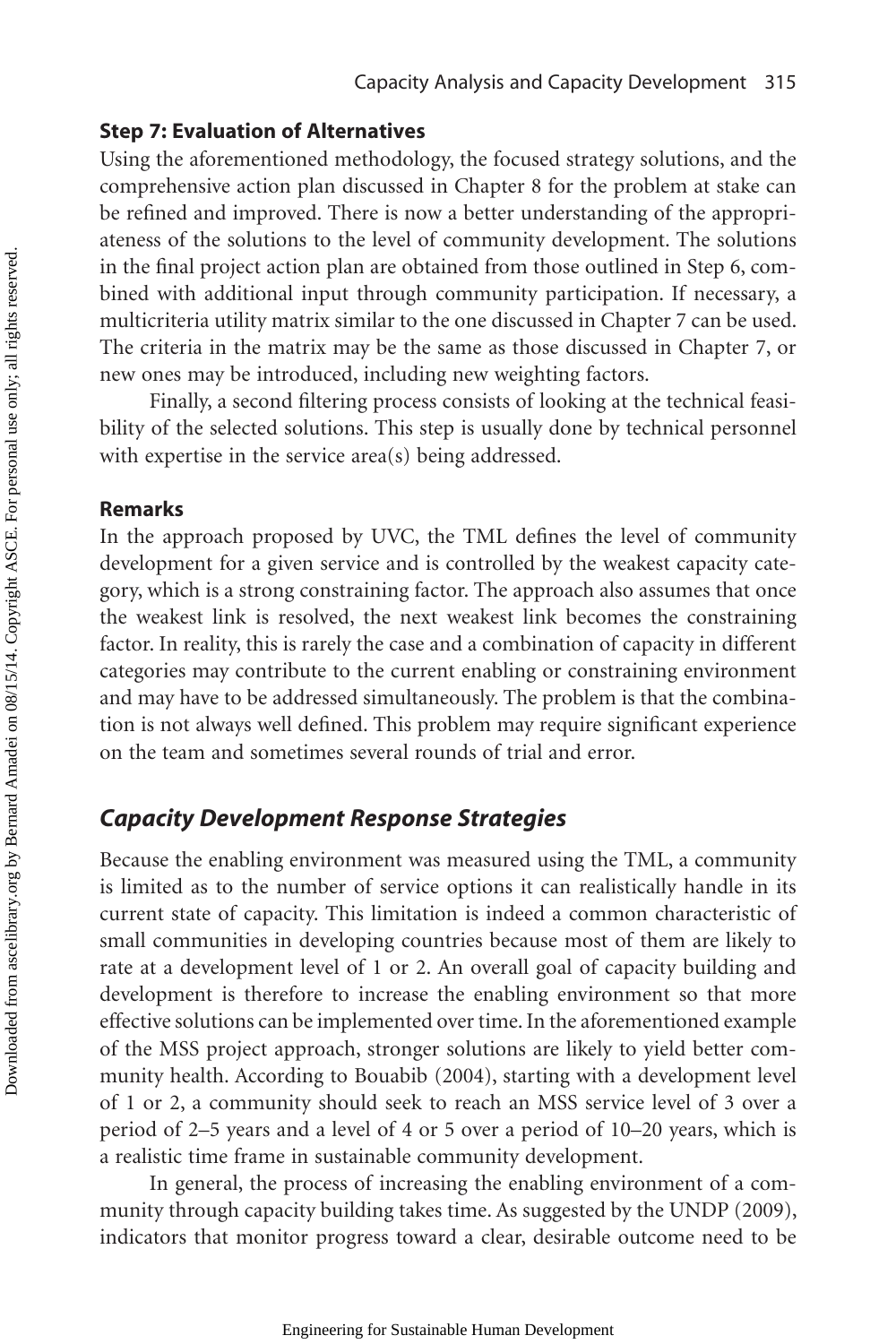**Step 7: Evaluation of Alternatives**

Using the aforementioned methodology, the focused strategy solutions, and the comprehensive action plan discussed in Chapter 8 for the problem at stake can be refined and improved. There is now a better understanding of the appropriateness of the solutions to the level of community development. The solutions in the final project action plan are obtained from those outlined in Step 6, combined with additional input through community participation. If necessary, a multicriteria utility matrix similar to the one discussed in Chapter 7 can be used. The criteria in the matrix may be the same as those discussed in Chapter 7, or new ones may be introduced, including new weighting factors.

Finally, a second filtering process consists of looking at the technical feasibility of the selected solutions. This step is usually done by technical personnel with expertise in the service area(s) being addressed.

**Remarks**

In the approach proposed by UVC, the TML defines the level of community development for a given service and is controlled by the weakest capacity category, which is a strong constraining factor. The approach also assumes that once the weakest link is resolved, the next weakest link becomes the constraining factor. In reality, this is rarely the case and a combination of capacity in different categories may contribute to the current enabling or constraining environment and may have to be addressed simultaneously. The problem is that the combination is not always well defined. This problem may require significant experience on the team and sometimes several rounds of trial and error.

## *Capacity Development Response Strategies*

Because the enabling environment was measured using the TML, a community is limited as to the number of service options it can realistically handle in its current state of capacity. This limitation is indeed a common characteristic of small communities in developing countries because most of them are likely to rate at a development level of 1 or 2. An overall goal of capacity building and development is therefore to increase the enabling environment so that more effective solutions can be implemented over time. In the aforementioned example of the MSS project approach, stronger solutions are likely to yield better community health. According to Bouabib (2004), starting with a development level of 1 or 2, a community should seek to reach an MSS service level of 3 over a period of 2–5 years and a level of 4 or 5 over a period of 10–20 years, which is a realistic time frame in sustainable community development.

In general, the process of increasing the enabling environment of a community through capacity building takes time. As suggested by the UNDP (2009), indicators that monitor progress toward a clear, desirable outcome need to be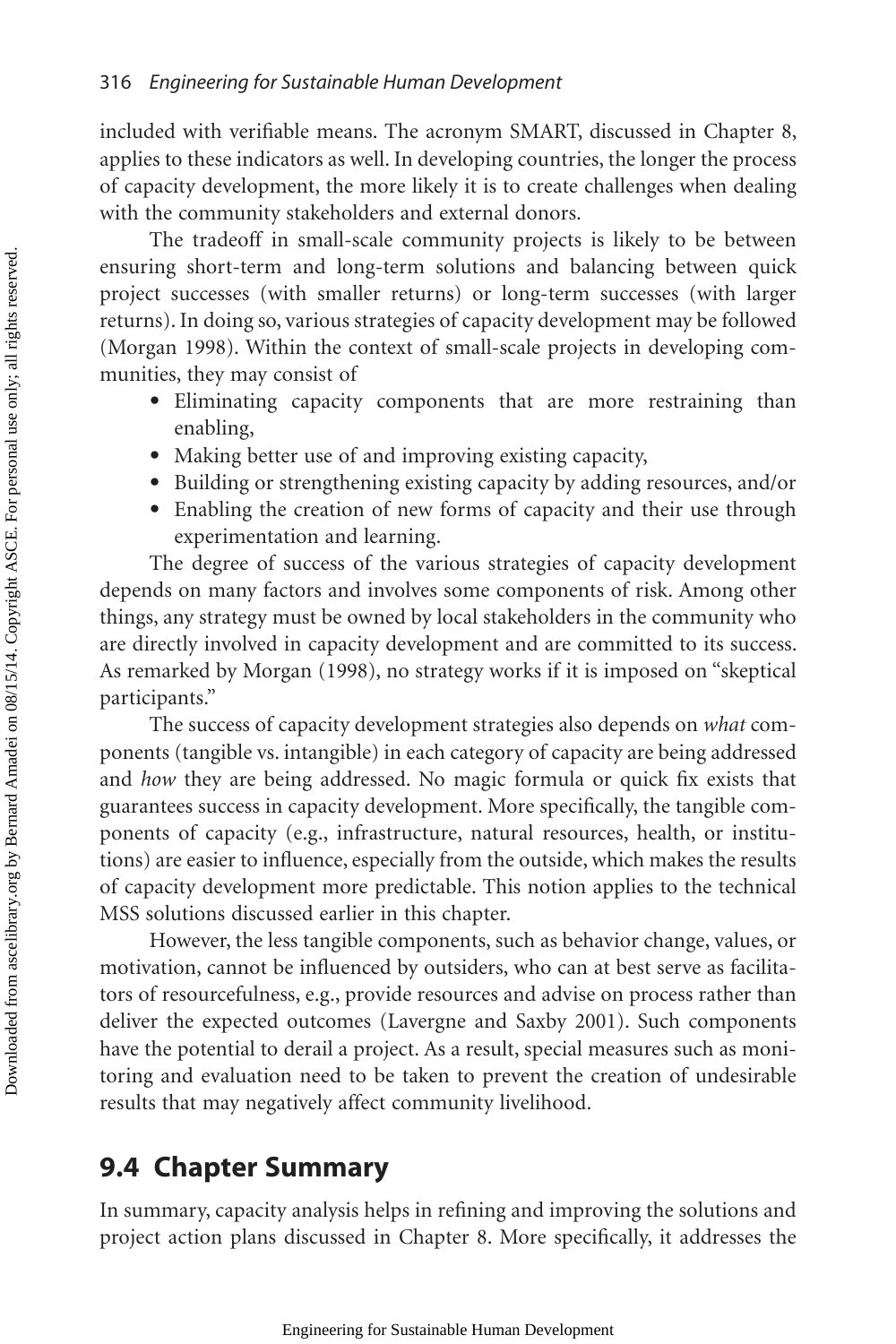included with verifiable means. The acronym SMART, discussed in Chapter 8, applies to these indicators as well. In developing countries, the longer the process of capacity development, the more likely it is to create challenges when dealing with the community stakeholders and external donors.

The tradeoff in small-scale community projects is likely to be between ensuring short-term and long-term solutions and balancing between quick project successes (with smaller returns) or long-term successes (with larger returns). In doing so, various strategies of capacity development may be followed (Morgan 1998). Within the context of small-scale projects in developing communities, they may consist of

- Eliminating capacity components that are more restraining than enabling,
- Making better use of and improving existing capacity,
- Building or strengthening existing capacity by adding resources, and/or
- Enabling the creation of new forms of capacity and their use through experimentation and learning.

The degree of success of the various strategies of capacity development depends on many factors and involves some components of risk. Among other things, any strategy must be owned by local stakeholders in the community who are directly involved in capacity development and are committed to its success. As remarked by Morgan (1998), no strategy works if it is imposed on "skeptical participants."

The success of capacity development strategies also depends on *what* components (tangible vs. intangible) in each category of capacity are being addressed and *how* they are being addressed. No magic formula or quick fix exists that guarantees success in capacity development. More specifically, the tangible components of capacity (e.g., infrastructure, natural resources, health, or institutions) are easier to influence, especially from the outside, which makes the results of capacity development more predictable. This notion applies to the technical MSS solutions discussed earlier in this chapter.

However, the less tangible components, such as behavior change, values, or motivation, cannot be influenced by outsiders, who can at best serve as facilitators of resourcefulness, e.g., provide resources and advise on process rather than deliver the expected outcomes (Lavergne and Saxby 2001). Such components have the potential to derail a project. As a result, special measures such as monitoring and evaluation need to be taken to prevent the creation of undesirable results that may negatively affect community livelihood.

## 9.4 Chapter Summary

In summary, capacity analysis helps in refining and improving the solutions and project action plans discussed in Chapter 8. More specifically, it addresses the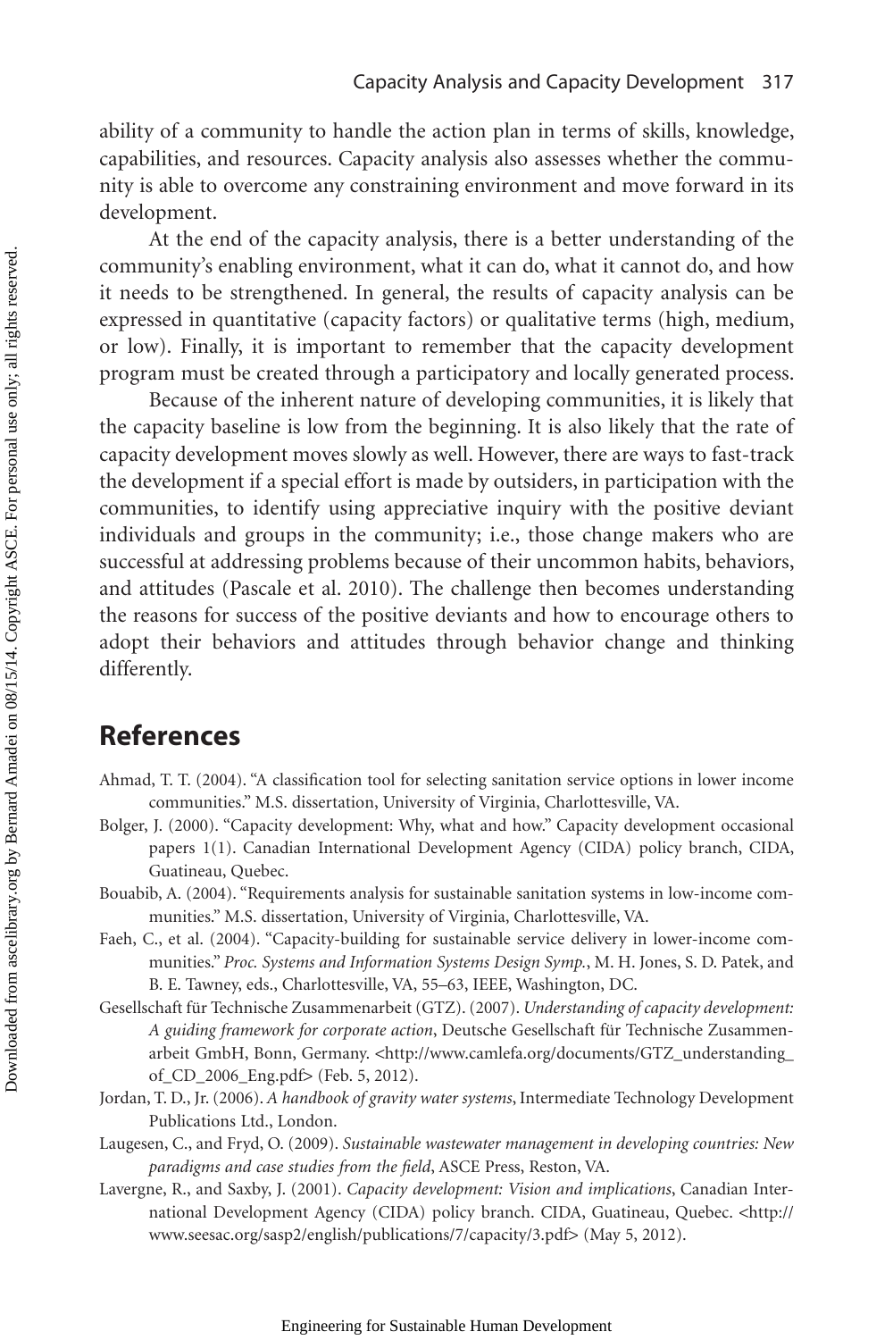ability of a community to handle the action plan in terms of skills, knowledge, capabilities, and resources. Capacity analysis also assesses whether the community is able to overcome any constraining environment and move forward in its development.

At the end of the capacity analysis, there is a better understanding of the community's enabling environment, what it can do, what it cannot do, and how it needs to be strengthened. In general, the results of capacity analysis can be expressed in quantitative (capacity factors) or qualitative terms (high, medium, or low). Finally, it is important to remember that the capacity development program must be created through a participatory and locally generated process.

Because of the inherent nature of developing communities, it is likely that the capacity baseline is low from the beginning. It is also likely that the rate of capacity development moves slowly as well. However, there are ways to fast-track the development if a special effort is made by outsiders, in participation with the communities, to identify using appreciative inquiry with the positive deviant individuals and groups in the community; i.e., those change makers who are successful at addressing problems because of their uncommon habits, behaviors, and attitudes (Pascale et al. 2010). The challenge then becomes understanding the reasons for success of the positive deviants and how to encourage others to adopt their behaviors and attitudes through behavior change and thinking differently.

## References

Ahmad, T. T. (2004). "A classification tool for selecting sanitation service options in lower income communities." M.S. dissertation, University of Virginia, Charlottesville, VA.

Bolger, J. (2000). "Capacity development: Why, what and how." Capacity development occasional papers 1(1). Canadian International Development Agency (CIDA) policy branch, CIDA, Guatineau, Quebec.

Bouabib, A. (2004). "Requirements analysis for sustainable sanitation systems in low-income communities." M.S. dissertation, University of Virginia, Charlottesville, VA.

Faeh, C., et al. (2004). "Capacity-building for sustainable service delivery in lower-income communities." *Proc. Systems and Information Systems Design Symp.*, M. H. Jones, S. D. Patek, and B. E. Tawney, eds., Charlottesville, VA, 55–63, IEEE, Washington, DC.

Gesellschaft für Technische Zusammenarbeit (GTZ). (2007). *Understanding of capacity development: A guiding framework for corporate action*, Deutsche Gesellschaft für Technische Zusammenarbeit GmbH, Bonn, Germany. <http://www.camlefa.org/documents/GTZ_understanding_of_CD_2006_Eng.pdf> (Feb. 5, 2012).

Jordan, T. D., Jr. (2006). *A handbook of gravity water systems*, Intermediate Technology Development Publications Ltd., London.

Laugesen, C., and Fryd, O. (2009). *Sustainable wastewater management in developing countries: New paradigms and case studies from the field*, ASCE Press, Reston, VA.

Lavergne, R., and Saxby, J. (2001). *Capacity development: Vision and implications*, Canadian International Development Agency (CIDA) policy branch. CIDA, Guatineau, Quebec. <http://www.seesac.org/sasp2/english/publications/7/capacity/3.pdf> (May 5, 2012).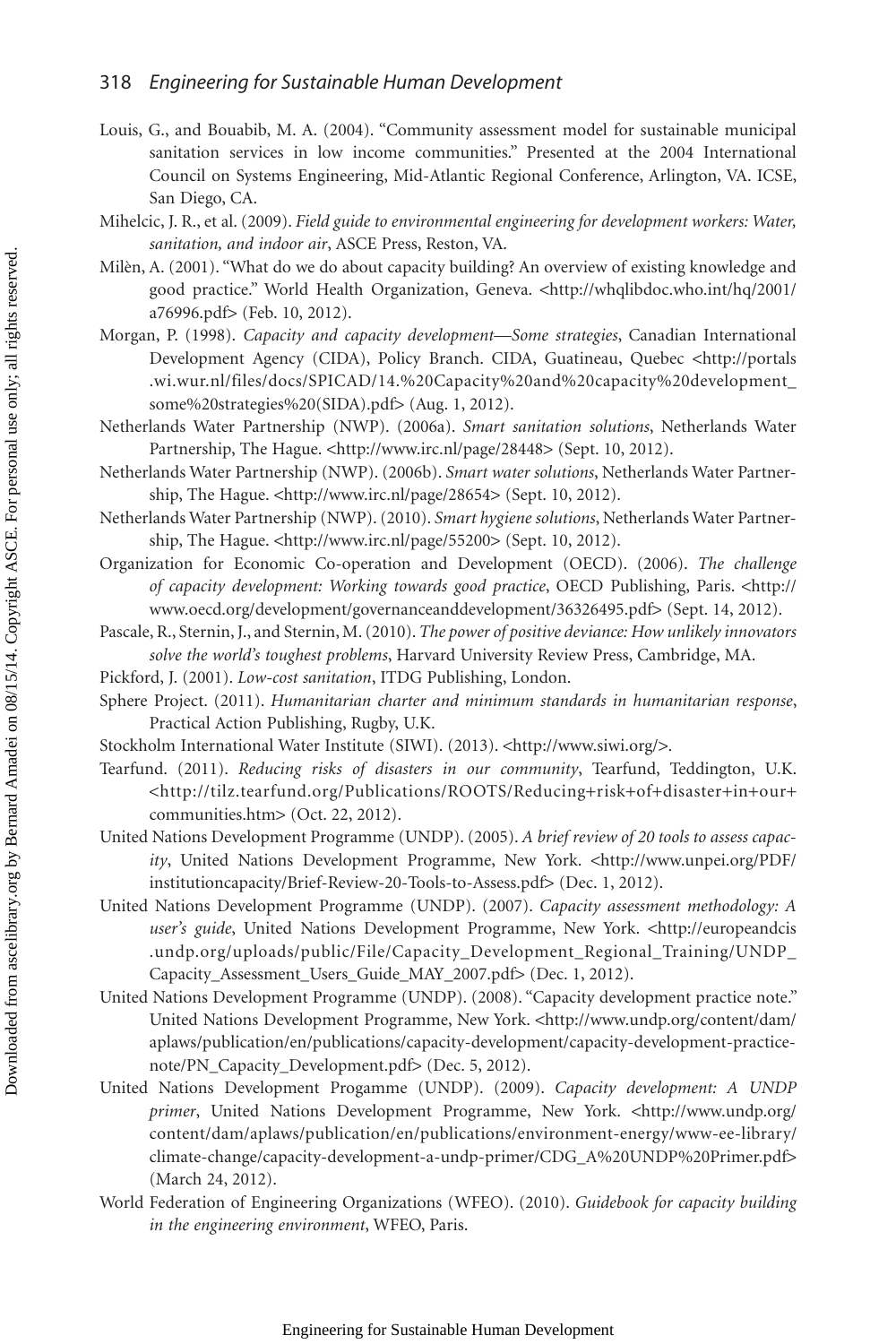Louis, G., and Bouabib, M. A. (2004). "Community assessment model for sustainable municipal sanitation services in low income communities." Presented at the 2004 International Council on Systems Engineering, Mid-Atlantic Regional Conference, Arlington, VA. ICSE, San Diego, CA.

Mihelcic, J. R., et al. (2009). *Field guide to environmental engineering for development workers: Water, sanitation, and indoor air*, ASCE Press, Reston, VA.

Milèn, A. (2001). "What do we do about capacity building? An overview of existing knowledge and good practice." World Health Organization, Geneva. <http://whqlibdoc.who.int/hq/2001/a76996.pdf> (Feb. 10, 2012).

Morgan, P. (1998). *Capacity and capacity development—Some strategies*, Canadian International Development Agency (CIDA), Policy Branch. CIDA, Guatineau, Quebec <http://portals.wi.wur.nl/files/docs/SPICAD/14.%20Capacity%20and%20capacity%20development_some%20strategies%20(SIDA).pdf> (Aug. 1, 2012).

Netherlands Water Partnership (NWP). (2006a). *Smart sanitation solutions*, Netherlands Water Partnership, The Hague. <http://www.irc.nl/page/28448> (Sept. 10, 2012).

Netherlands Water Partnership (NWP). (2006b). *Smart water solutions*, Netherlands Water Partnership, The Hague. <http://www.irc.nl/page/28654> (Sept. 10, 2012).

Netherlands Water Partnership (NWP). (2010). *Smart hygiene solutions*, Netherlands Water Partnership, The Hague. <http://www.irc.nl/page/55200> (Sept. 10, 2012).

Organization for Economic Co-operation and Development (OECD). (2006). *The challenge of capacity development: Working towards good practice*, OECD Publishing, Paris. <http://www.oecd.org/development/governanceanddevelopment/36326495.pdf> (Sept. 14, 2012).

Pascale, R., Sternin, J., and Sternin, M. (2010). *The power of positive deviance: How unlikely innovators solve the world's toughest problems*, Harvard University Review Press, Cambridge, MA.

Pickford, J. (2001). *Low-cost sanitation*, ITDG Publishing, London.

Sphere Project. (2011). *Humanitarian charter and minimum standards in humanitarian response*, Practical Action Publishing, Rugby, U.K.

Stockholm International Water Institute (SIWI). (2013). <http://www.siwi.org/>.

Tearfund. (2011). *Reducing risks of disasters in our community*, Tearfund, Teddington, U.K. <http://tilz.tearfund.org/Publications/ROOTS/Reducing+risk+of+disaster+in+our+communities.htm> (Oct. 22, 2012).

United Nations Development Programme (UNDP). (2005). *A brief review of 20 tools to assess capacity*, United Nations Development Programme, New York. <http://www.unpei.org/PDF/institutioncapacity/Brief-Review-20-Tools-to-Assess.pdf> (Dec. 1, 2012).

United Nations Development Programme (UNDP). (2007). *Capacity assessment methodology: A user's guide*, United Nations Development Programme, New York. <http://europeandcis.undp.org/uploads/public/File/Capacity_Development_Regional_Training/UNDP_Capacity_Assessment_Users_Guide_MAY_2007.pdf> (Dec. 1, 2012).

United Nations Development Programme (UNDP). (2008). "Capacity development practice note." United Nations Development Programme, New York. <http://www.undp.org/content/dam/aplaws/publication/en/publications/capacity-development/capacity-development-practice-note/PN_Capacity_Development.pdf> (Dec. 5, 2012).

United Nations Development Progamme (UNDP). (2009). *Capacity development: A UNDP primer*, United Nations Development Programme, New York. <http://www.undp.org/content/dam/aplaws/publication/en/publications/environment-energy/www-ee-library/climate-change/capacity-development-a-undp-primer/CDG_A%20UNDP%20Primer.pdf> (March 24, 2012).

World Federation of Engineering Organizations (WFEO). (2010). *Guidebook for capacity building in the engineering environment*, WFEO, Paris.